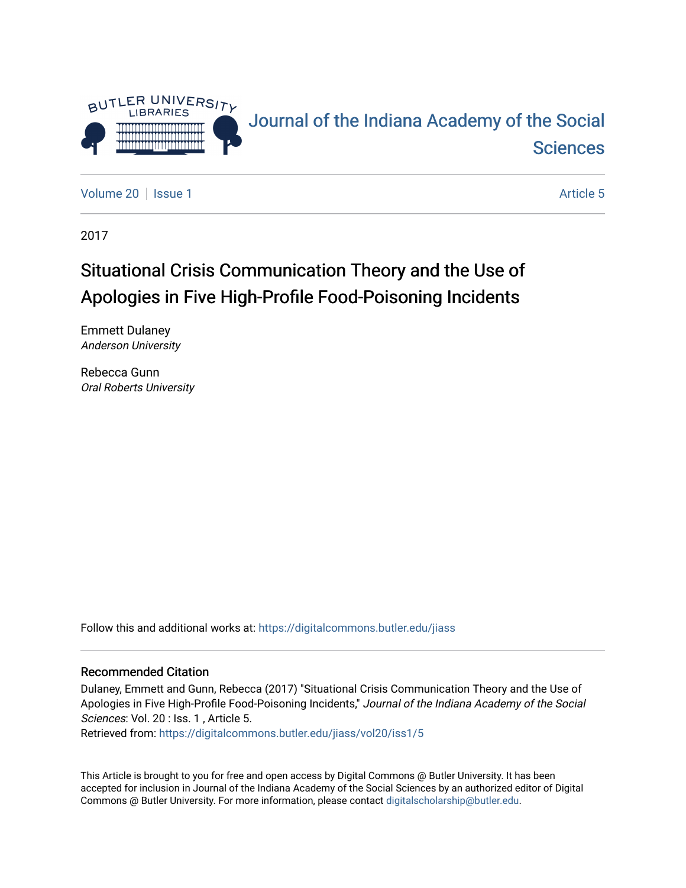# Journal of the Indiana Academy of the Social Sciences

Volume 20 | Issue 1 Article 5

2017

## Situational Crisis Communication Theory and the Use of Apologies in Five High-Profile Food-Poisoning Incidents

Emmett Dulaney
*Anderson University*

Rebecca Gunn
*Oral Roberts University*

Follow this and additional works at: https://digitalcommons.butler.edu/jiass

### Recommended Citation

Dulaney, Emmett and Gunn, Rebecca (2017) "Situational Crisis Communication Theory and the Use of Apologies in Five High-Profile Food-Poisoning Incidents," *Journal of the Indiana Academy of the Social Sciences*: Vol. 20 : Iss. 1 , Article 5.
Retrieved from: https://digitalcommons.butler.edu/jiass/vol20/iss1/5

This Article is brought to you for free and open access by Digital Commons @ Butler University. It has been accepted for inclusion in Journal of the Indiana Academy of the Social Sciences by an authorized editor of Digital Commons @ Butler University. For more information, please contact digitalscholarship@butler.edu.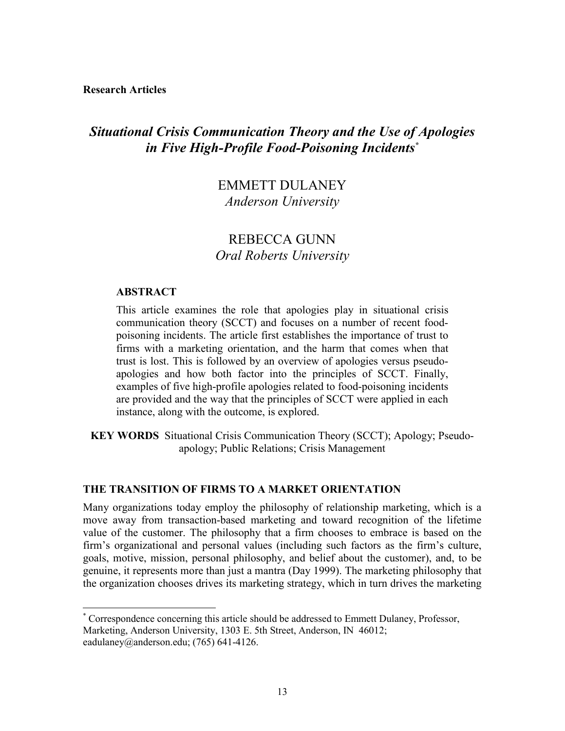**Research Articles**

# *Situational Crisis Communication Theory and the Use of Apologies in Five High-Profile Food-Poisoning Incidents*[*]

EMMETT DULANEY
*Anderson University*

REBECCA GUNN
*Oral Roberts University*

### ABSTRACT

This article examines the role that apologies play in situational crisis communication theory (SCCT) and focuses on a number of recent food-poisoning incidents. The article first establishes the importance of trust to firms with a marketing orientation, and the harm that comes when that trust is lost. This is followed by an overview of apologies versus pseudo-apologies and how both factor into the principles of SCCT. Finally, examples of five high-profile apologies related to food-poisoning incidents are provided and the way that the principles of SCCT were applied in each instance, along with the outcome, is explored.

**KEY WORDS** Situational Crisis Communication Theory (SCCT); Apology; Pseudo-apology; Public Relations; Crisis Management

## THE TRANSITION OF FIRMS TO A MARKET ORIENTATION

Many organizations today employ the philosophy of relationship marketing, which is a move away from transaction-based marketing and toward recognition of the lifetime value of the customer. The philosophy that a firm chooses to embrace is based on the firm's organizational and personal values (including such factors as the firm's culture, goals, motive, mission, personal philosophy, and belief about the customer), and, to be genuine, it represents more than just a mantra (Day 1999). The marketing philosophy that the organization chooses drives its marketing strategy, which in turn drives the marketing

---

[*] Correspondence concerning this article should be addressed to Emmett Dulaney, Professor, Marketing, Anderson University, 1303 E. 5th Street, Anderson, IN 46012; eadulaney@anderson.edu; (765) 641-4126.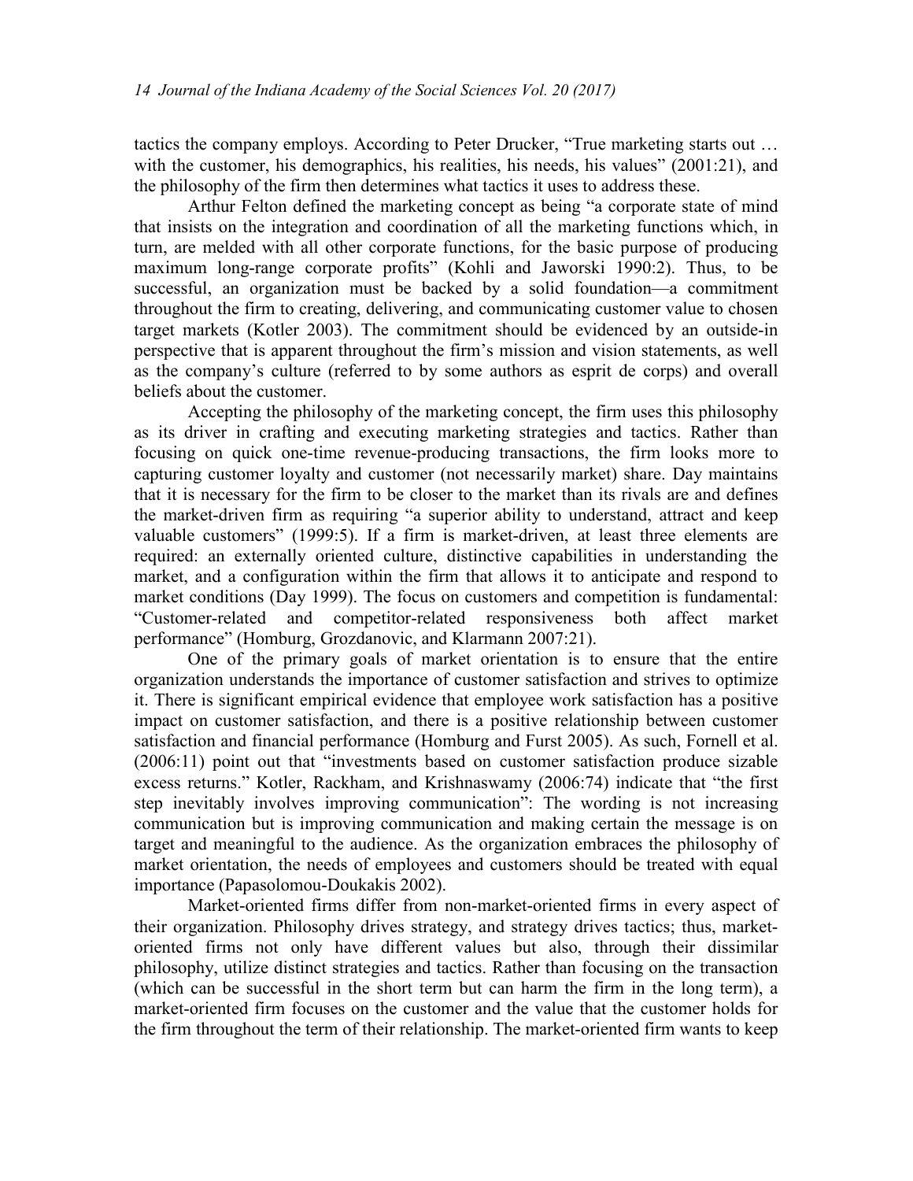tactics the company employs. According to Peter Drucker, "True marketing starts out … with the customer, his demographics, his realities, his needs, his values" (2001:21), and the philosophy of the firm then determines what tactics it uses to address these.

Arthur Felton defined the marketing concept as being "a corporate state of mind that insists on the integration and coordination of all the marketing functions which, in turn, are melded with all other corporate functions, for the basic purpose of producing maximum long-range corporate profits" (Kohli and Jaworski 1990:2). Thus, to be successful, an organization must be backed by a solid foundation—a commitment throughout the firm to creating, delivering, and communicating customer value to chosen target markets (Kotler 2003). The commitment should be evidenced by an outside-in perspective that is apparent throughout the firm's mission and vision statements, as well as the company's culture (referred to by some authors as esprit de corps) and overall beliefs about the customer.

Accepting the philosophy of the marketing concept, the firm uses this philosophy as its driver in crafting and executing marketing strategies and tactics. Rather than focusing on quick one-time revenue-producing transactions, the firm looks more to capturing customer loyalty and customer (not necessarily market) share. Day maintains that it is necessary for the firm to be closer to the market than its rivals are and defines the market-driven firm as requiring "a superior ability to understand, attract and keep valuable customers" (1999:5). If a firm is market-driven, at least three elements are required: an externally oriented culture, distinctive capabilities in understanding the market, and a configuration within the firm that allows it to anticipate and respond to market conditions (Day 1999). The focus on customers and competition is fundamental: "Customer-related and competitor-related responsiveness both affect market performance" (Homburg, Grozdanovic, and Klarmann 2007:21).

One of the primary goals of market orientation is to ensure that the entire organization understands the importance of customer satisfaction and strives to optimize it. There is significant empirical evidence that employee work satisfaction has a positive impact on customer satisfaction, and there is a positive relationship between customer satisfaction and financial performance (Homburg and Furst 2005). As such, Fornell et al. (2006:11) point out that "investments based on customer satisfaction produce sizable excess returns." Kotler, Rackham, and Krishnaswamy (2006:74) indicate that "the first step inevitably involves improving communication": The wording is not increasing communication but is improving communication and making certain the message is on target and meaningful to the audience. As the organization embraces the philosophy of market orientation, the needs of employees and customers should be treated with equal importance (Papasolomou-Doukakis 2002).

Market-oriented firms differ from non-market-oriented firms in every aspect of their organization. Philosophy drives strategy, and strategy drives tactics; thus, market-oriented firms not only have different values but also, through their dissimilar philosophy, utilize distinct strategies and tactics. Rather than focusing on the transaction (which can be successful in the short term but can harm the firm in the long term), a market-oriented firm focuses on the customer and the value that the customer holds for the firm throughout the term of their relationship. The market-oriented firm wants to keep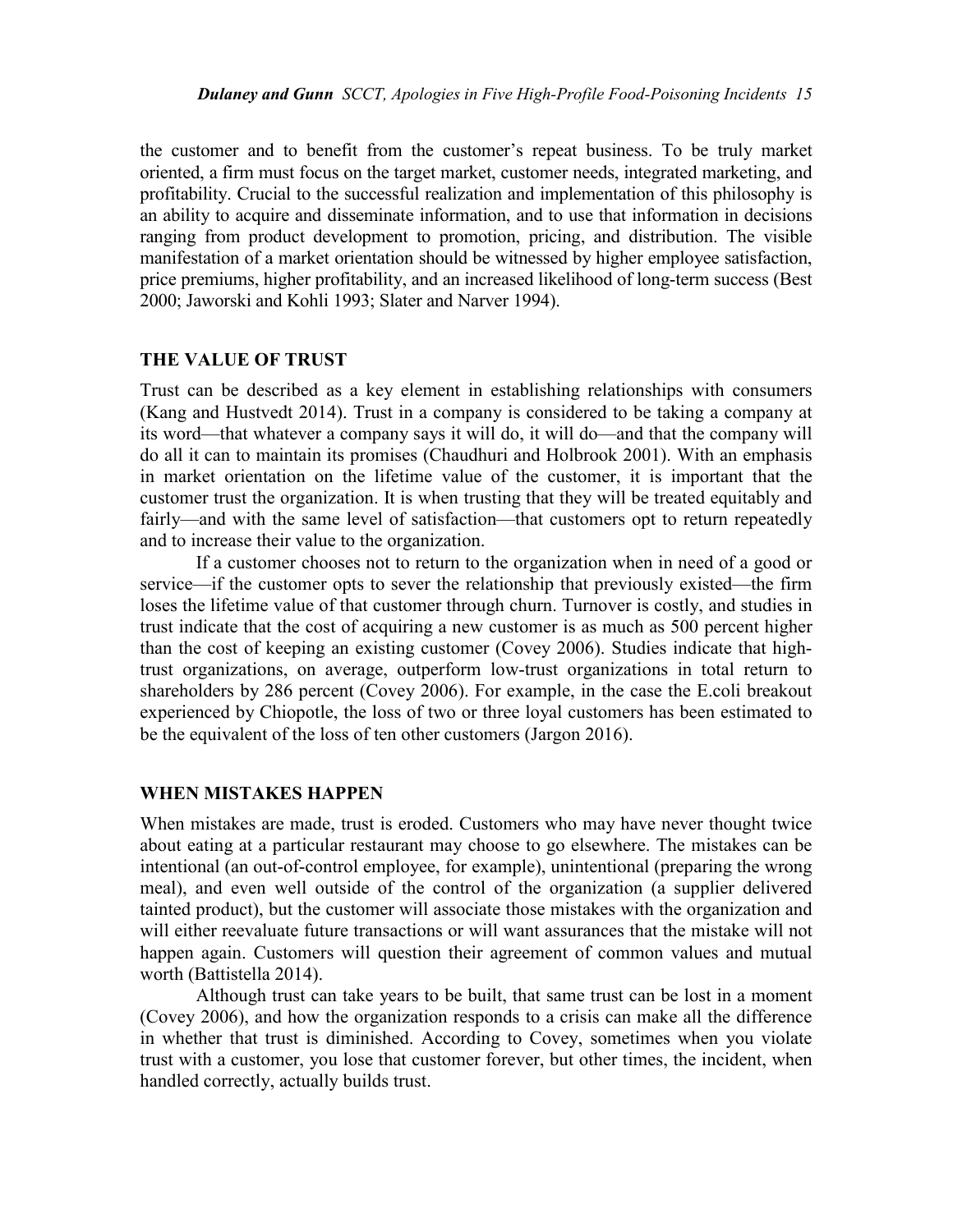the customer and to benefit from the customer's repeat business. To be truly market oriented, a firm must focus on the target market, customer needs, integrated marketing, and profitability. Crucial to the successful realization and implementation of this philosophy is an ability to acquire and disseminate information, and to use that information in decisions ranging from product development to promotion, pricing, and distribution. The visible manifestation of a market orientation should be witnessed by higher employee satisfaction, price premiums, higher profitability, and an increased likelihood of long-term success (Best 2000; Jaworski and Kohli 1993; Slater and Narver 1994).

## THE VALUE OF TRUST

Trust can be described as a key element in establishing relationships with consumers (Kang and Hustvedt 2014). Trust in a company is considered to be taking a company at its word—that whatever a company says it will do, it will do—and that the company will do all it can to maintain its promises (Chaudhuri and Holbrook 2001). With an emphasis in market orientation on the lifetime value of the customer, it is important that the customer trust the organization. It is when trusting that they will be treated equitably and fairly—and with the same level of satisfaction—that customers opt to return repeatedly and to increase their value to the organization.

If a customer chooses not to return to the organization when in need of a good or service—if the customer opts to sever the relationship that previously existed—the firm loses the lifetime value of that customer through churn. Turnover is costly, and studies in trust indicate that the cost of acquiring a new customer is as much as 500 percent higher than the cost of keeping an existing customer (Covey 2006). Studies indicate that high-trust organizations, on average, outperform low-trust organizations in total return to shareholders by 286 percent (Covey 2006). For example, in the case the E.coli breakout experienced by Chiopotle, the loss of two or three loyal customers has been estimated to be the equivalent of the loss of ten other customers (Jargon 2016).

## WHEN MISTAKES HAPPEN

When mistakes are made, trust is eroded. Customers who may have never thought twice about eating at a particular restaurant may choose to go elsewhere. The mistakes can be intentional (an out-of-control employee, for example), unintentional (preparing the wrong meal), and even well outside of the control of the organization (a supplier delivered tainted product), but the customer will associate those mistakes with the organization and will either reevaluate future transactions or will want assurances that the mistake will not happen again. Customers will question their agreement of common values and mutual worth (Battistella 2014).

Although trust can take years to be built, that same trust can be lost in a moment (Covey 2006), and how the organization responds to a crisis can make all the difference in whether that trust is diminished. According to Covey, sometimes when you violate trust with a customer, you lose that customer forever, but other times, the incident, when handled correctly, actually builds trust.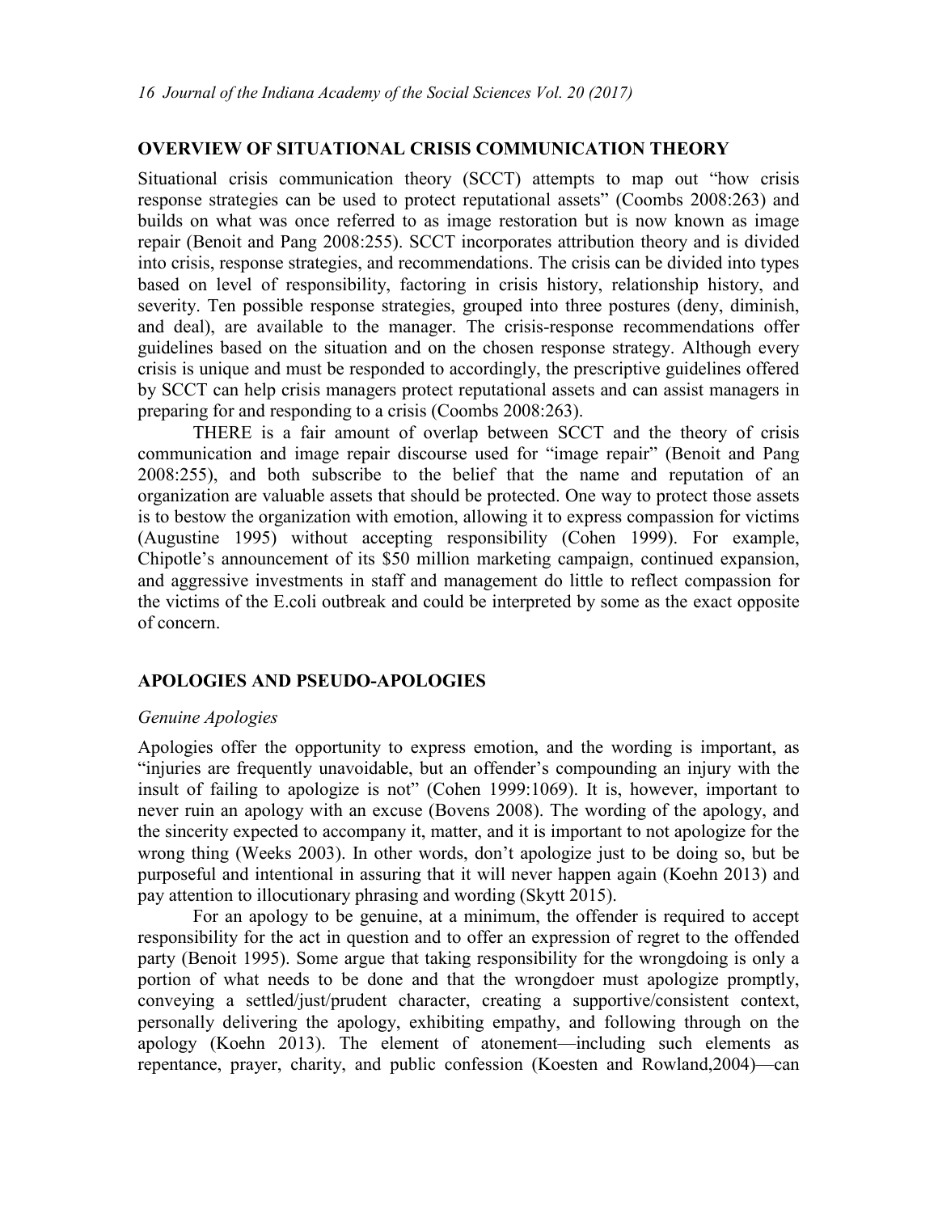## OVERVIEW OF SITUATIONAL CRISIS COMMUNICATION THEORY

Situational crisis communication theory (SCCT) attempts to map out "how crisis response strategies can be used to protect reputational assets" (Coombs 2008:263) and builds on what was once referred to as image restoration but is now known as image repair (Benoit and Pang 2008:255). SCCT incorporates attribution theory and is divided into crisis, response strategies, and recommendations. The crisis can be divided into types based on level of responsibility, factoring in crisis history, relationship history, and severity. Ten possible response strategies, grouped into three postures (deny, diminish, and deal), are available to the manager. The crisis-response recommendations offer guidelines based on the situation and on the chosen response strategy. Although every crisis is unique and must be responded to accordingly, the prescriptive guidelines offered by SCCT can help crisis managers protect reputational assets and can assist managers in preparing for and responding to a crisis (Coombs 2008:263).

THERE is a fair amount of overlap between SCCT and the theory of crisis communication and image repair discourse used for "image repair" (Benoit and Pang 2008:255), and both subscribe to the belief that the name and reputation of an organization are valuable assets that should be protected. One way to protect those assets is to bestow the organization with emotion, allowing it to express compassion for victims (Augustine 1995) without accepting responsibility (Cohen 1999). For example, Chipotle's announcement of its $50 million marketing campaign, continued expansion, and aggressive investments in staff and management do little to reflect compassion for the victims of the E.coli outbreak and could be interpreted by some as the exact opposite of concern.

## APOLOGIES AND PSEUDO-APOLOGIES

### *Genuine Apologies*

Apologies offer the opportunity to express emotion, and the wording is important, as "injuries are frequently unavoidable, but an offender's compounding an injury with the insult of failing to apologize is not" (Cohen 1999:1069). It is, however, important to never ruin an apology with an excuse (Bovens 2008). The wording of the apology, and the sincerity expected to accompany it, matter, and it is important to not apologize for the wrong thing (Weeks 2003). In other words, don't apologize just to be doing so, but be purposeful and intentional in assuring that it will never happen again (Koehn 2013) and pay attention to illocutionary phrasing and wording (Skytt 2015).

For an apology to be genuine, at a minimum, the offender is required to accept responsibility for the act in question and to offer an expression of regret to the offended party (Benoit 1995). Some argue that taking responsibility for the wrongdoing is only a portion of what needs to be done and that the wrongdoer must apologize promptly, conveying a settled/just/prudent character, creating a supportive/consistent context, personally delivering the apology, exhibiting empathy, and following through on the apology (Koehn 2013). The element of atonement—including such elements as repentance, prayer, charity, and public confession (Koesten and Rowland,2004)—can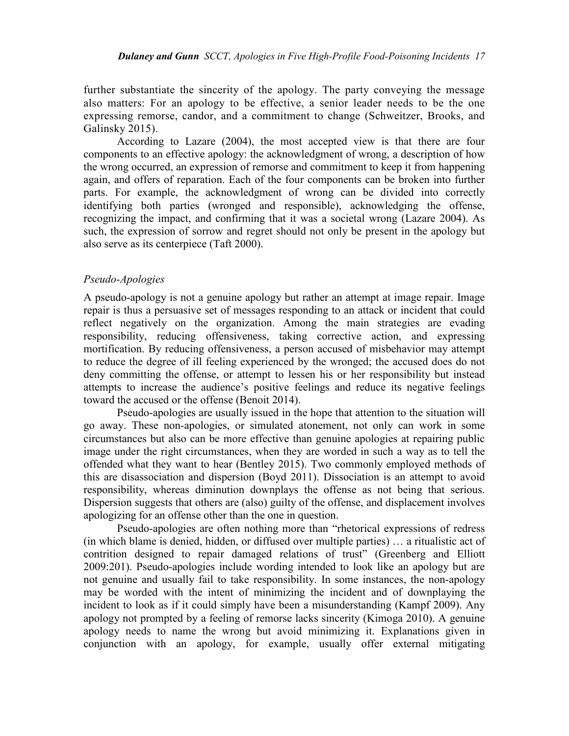further substantiate the sincerity of the apology. The party conveying the message also matters: For an apology to be effective, a senior leader needs to be the one expressing remorse, candor, and a commitment to change (Schweitzer, Brooks, and Galinsky 2015).

According to Lazare (2004), the most accepted view is that there are four components to an effective apology: the acknowledgment of wrong, a description of how the wrong occurred, an expression of remorse and commitment to keep it from happening again, and offers of reparation. Each of the four components can be broken into further parts. For example, the acknowledgment of wrong can be divided into correctly identifying both parties (wronged and responsible), acknowledging the offense, recognizing the impact, and confirming that it was a societal wrong (Lazare 2004). As such, the expression of sorrow and regret should not only be present in the apology but also serve as its centerpiece (Taft 2000).

### *Pseudo-Apologies*

A pseudo-apology is not a genuine apology but rather an attempt at image repair. Image repair is thus a persuasive set of messages responding to an attack or incident that could reflect negatively on the organization. Among the main strategies are evading responsibility, reducing offensiveness, taking corrective action, and expressing mortification. By reducing offensiveness, a person accused of misbehavior may attempt to reduce the degree of ill feeling experienced by the wronged; the accused does do not deny committing the offense, or attempt to lessen his or her responsibility but instead attempts to increase the audience's positive feelings and reduce its negative feelings toward the accused or the offense (Benoit 2014).

Pseudo-apologies are usually issued in the hope that attention to the situation will go away. These non-apologies, or simulated atonement, not only can work in some circumstances but also can be more effective than genuine apologies at repairing public image under the right circumstances, when they are worded in such a way as to tell the offended what they want to hear (Bentley 2015). Two commonly employed methods of this are disassociation and dispersion (Boyd 2011). Dissociation is an attempt to avoid responsibility, whereas diminution downplays the offense as not being that serious. Dispersion suggests that others are (also) guilty of the offense, and displacement involves apologizing for an offense other than the one in question.

Pseudo-apologies are often nothing more than "rhetorical expressions of redress (in which blame is denied, hidden, or diffused over multiple parties) … a ritualistic act of contrition designed to repair damaged relations of trust" (Greenberg and Elliott 2009:201). Pseudo-apologies include wording intended to look like an apology but are not genuine and usually fail to take responsibility. In some instances, the non-apology may be worded with the intent of minimizing the incident and of downplaying the incident to look as if it could simply have been a misunderstanding (Kampf 2009). Any apology not prompted by a feeling of remorse lacks sincerity (Kimoga 2010). A genuine apology needs to name the wrong but avoid minimizing it. Explanations given in conjunction with an apology, for example, usually offer external mitigating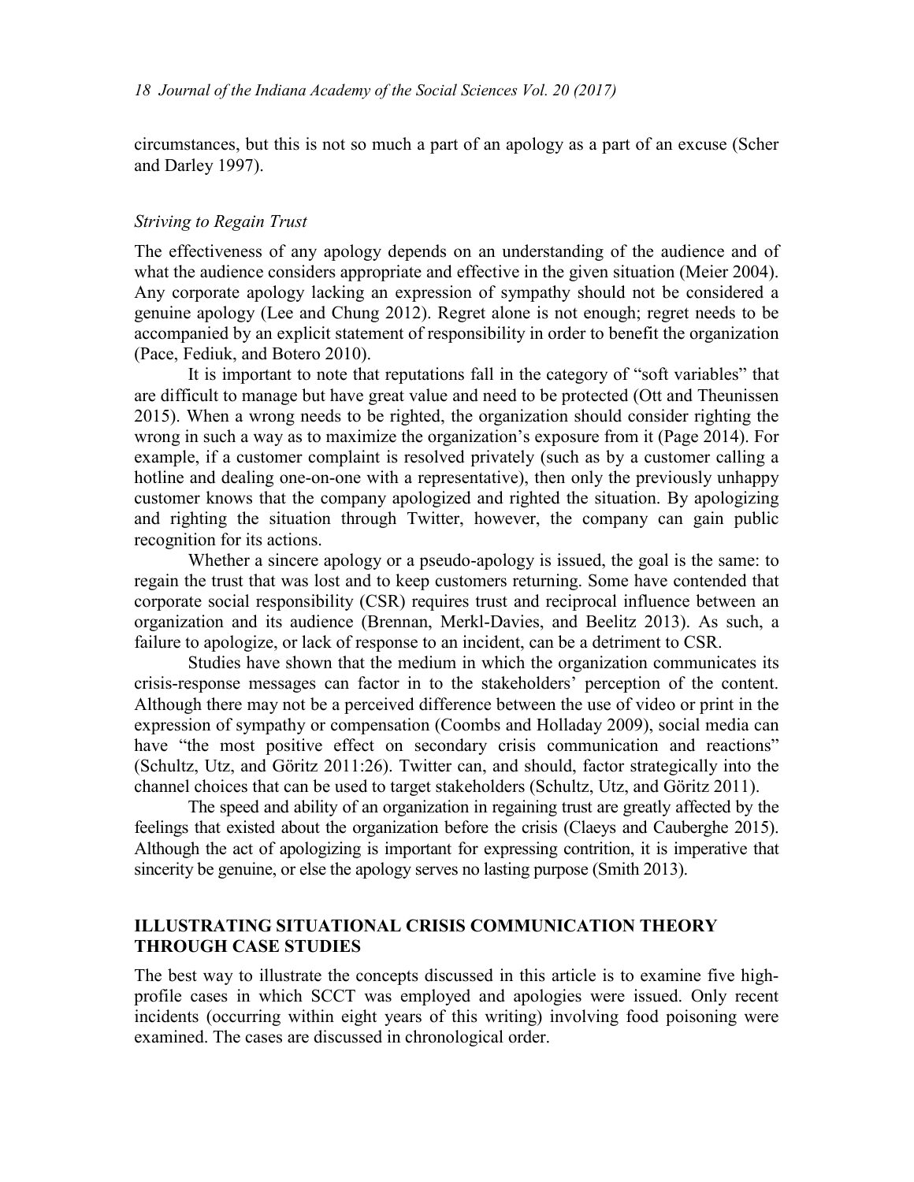circumstances, but this is not so much a part of an apology as a part of an excuse (Scher and Darley 1997).

### *Striving to Regain Trust*

The effectiveness of any apology depends on an understanding of the audience and of what the audience considers appropriate and effective in the given situation (Meier 2004). Any corporate apology lacking an expression of sympathy should not be considered a genuine apology (Lee and Chung 2012). Regret alone is not enough; regret needs to be accompanied by an explicit statement of responsibility in order to benefit the organization (Pace, Fediuk, and Botero 2010).

It is important to note that reputations fall in the category of "soft variables" that are difficult to manage but have great value and need to be protected (Ott and Theunissen 2015). When a wrong needs to be righted, the organization should consider righting the wrong in such a way as to maximize the organization's exposure from it (Page 2014). For example, if a customer complaint is resolved privately (such as by a customer calling a hotline and dealing one-on-one with a representative), then only the previously unhappy customer knows that the company apologized and righted the situation. By apologizing and righting the situation through Twitter, however, the company can gain public recognition for its actions.

Whether a sincere apology or a pseudo-apology is issued, the goal is the same: to regain the trust that was lost and to keep customers returning. Some have contended that corporate social responsibility (CSR) requires trust and reciprocal influence between an organization and its audience (Brennan, Merkl-Davies, and Beelitz 2013). As such, a failure to apologize, or lack of response to an incident, can be a detriment to CSR.

Studies have shown that the medium in which the organization communicates its crisis-response messages can factor in to the stakeholders' perception of the content. Although there may not be a perceived difference between the use of video or print in the expression of sympathy or compensation (Coombs and Holladay 2009), social media can have "the most positive effect on secondary crisis communication and reactions" (Schultz, Utz, and Göritz 2011:26). Twitter can, and should, factor strategically into the channel choices that can be used to target stakeholders (Schultz, Utz, and Göritz 2011).

The speed and ability of an organization in regaining trust are greatly affected by the feelings that existed about the organization before the crisis (Claeys and Cauberghe 2015). Although the act of apologizing is important for expressing contrition, it is imperative that sincerity be genuine, or else the apology serves no lasting purpose (Smith 2013).

## ILLUSTRATING SITUATIONAL CRISIS COMMUNICATION THEORY THROUGH CASE STUDIES

The best way to illustrate the concepts discussed in this article is to examine five high-profile cases in which SCCT was employed and apologies were issued. Only recent incidents (occurring within eight years of this writing) involving food poisoning were examined. The cases are discussed in chronological order.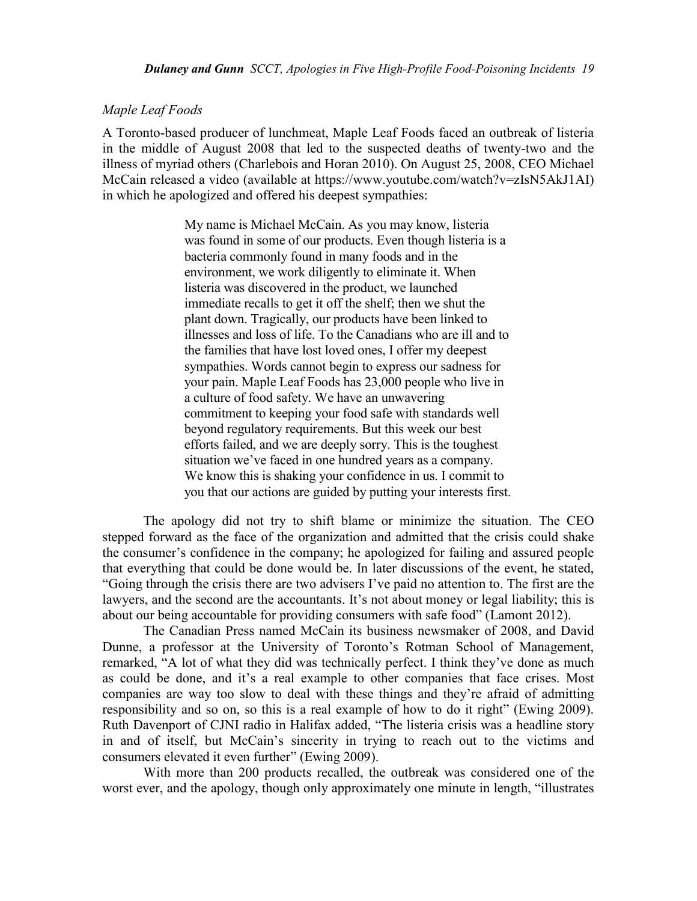### *Maple Leaf Foods*

A Toronto-based producer of lunchmeat, Maple Leaf Foods faced an outbreak of listeria in the middle of August 2008 that led to the suspected deaths of twenty-two and the illness of myriad others (Charlebois and Horan 2010). On August 25, 2008, CEO Michael McCain released a video (available at https://www.youtube.com/watch?v=zIsN5AkJ1AI) in which he apologized and offered his deepest sympathies:

> My name is Michael McCain. As you may know, listeria was found in some of our products. Even though listeria is a bacteria commonly found in many foods and in the environment, we work diligently to eliminate it. When listeria was discovered in the product, we launched immediate recalls to get it off the shelf; then we shut the plant down. Tragically, our products have been linked to illnesses and loss of life. To the Canadians who are ill and to the families that have lost loved ones, I offer my deepest sympathies. Words cannot begin to express our sadness for your pain. Maple Leaf Foods has 23,000 people who live in a culture of food safety. We have an unwavering commitment to keeping your food safe with standards well beyond regulatory requirements. But this week our best efforts failed, and we are deeply sorry. This is the toughest situation we've faced in one hundred years as a company. We know this is shaking your confidence in us. I commit to you that our actions are guided by putting your interests first.

The apology did not try to shift blame or minimize the situation. The CEO stepped forward as the face of the organization and admitted that the crisis could shake the consumer's confidence in the company; he apologized for failing and assured people that everything that could be done would be. In later discussions of the event, he stated, "Going through the crisis there are two advisers I've paid no attention to. The first are the lawyers, and the second are the accountants. It's not about money or legal liability; this is about our being accountable for providing consumers with safe food" (Lamont 2012).

The Canadian Press named McCain its business newsmaker of 2008, and David Dunne, a professor at the University of Toronto's Rotman School of Management, remarked, "A lot of what they did was technically perfect. I think they've done as much as could be done, and it's a real example to other companies that face crises. Most companies are way too slow to deal with these things and they're afraid of admitting responsibility and so on, so this is a real example of how to do it right" (Ewing 2009). Ruth Davenport of CJNI radio in Halifax added, "The listeria crisis was a headline story in and of itself, but McCain's sincerity in trying to reach out to the victims and consumers elevated it even further" (Ewing 2009).

With more than 200 products recalled, the outbreak was considered one of the worst ever, and the apology, though only approximately one minute in length, "illustrates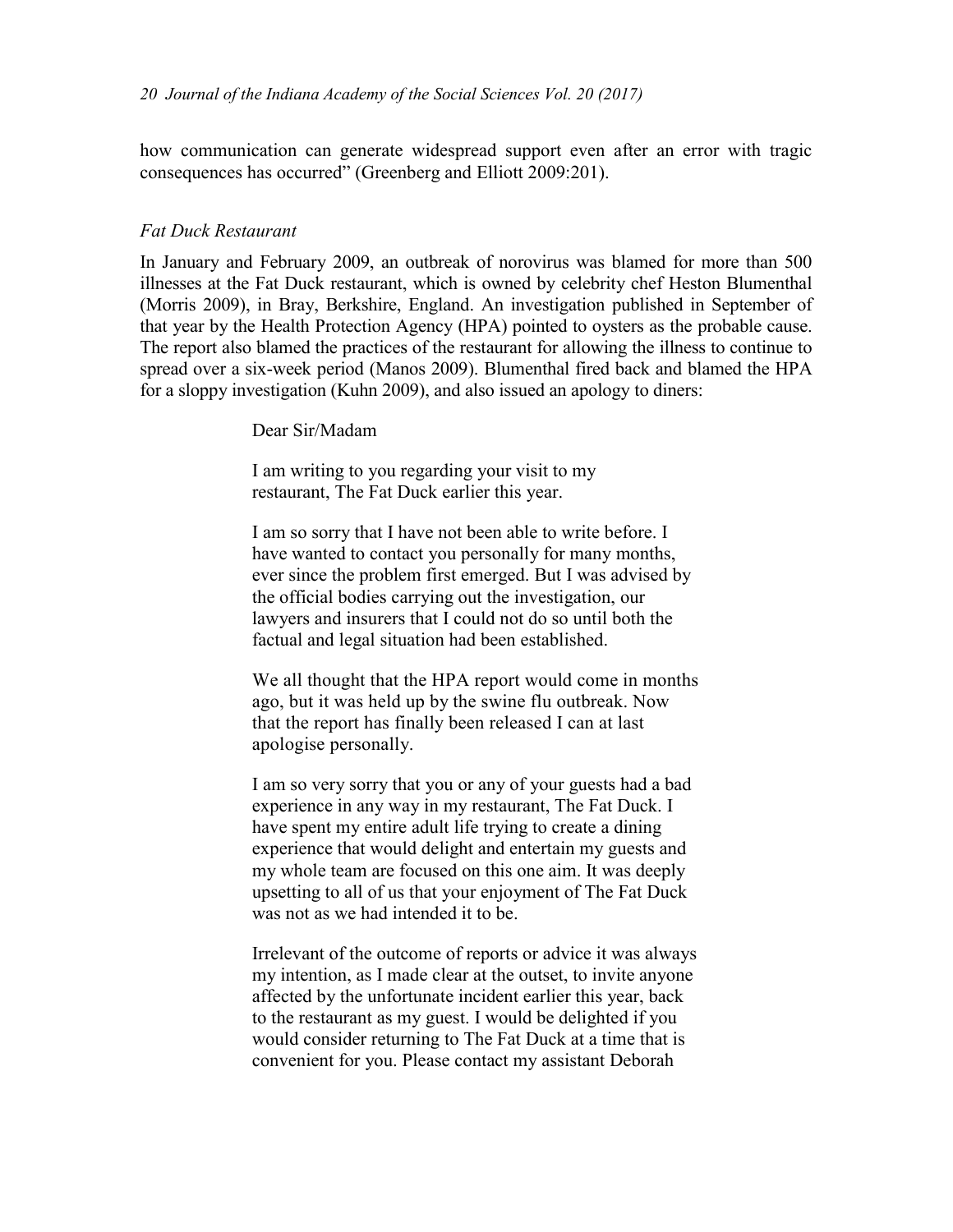how communication can generate widespread support even after an error with tragic consequences has occurred" (Greenberg and Elliott 2009:201).

*Fat Duck Restaurant*

In January and February 2009, an outbreak of norovirus was blamed for more than 500 illnesses at the Fat Duck restaurant, which is owned by celebrity chef Heston Blumenthal (Morris 2009), in Bray, Berkshire, England. An investigation published in September of that year by the Health Protection Agency (HPA) pointed to oysters as the probable cause. The report also blamed the practices of the restaurant for allowing the illness to continue to spread over a six-week period (Manos 2009). Blumenthal fired back and blamed the HPA for a sloppy investigation (Kuhn 2009), and also issued an apology to diners:

> Dear Sir/Madam
>
> I am writing to you regarding your visit to my restaurant, The Fat Duck earlier this year.
>
> I am so sorry that I have not been able to write before. I have wanted to contact you personally for many months, ever since the problem first emerged. But I was advised by the official bodies carrying out the investigation, our lawyers and insurers that I could not do so until both the factual and legal situation had been established.
>
> We all thought that the HPA report would come in months ago, but it was held up by the swine flu outbreak. Now that the report has finally been released I can at last apologise personally.
>
> I am so very sorry that you or any of your guests had a bad experience in any way in my restaurant, The Fat Duck. I have spent my entire adult life trying to create a dining experience that would delight and entertain my guests and my whole team are focused on this one aim. It was deeply upsetting to all of us that your enjoyment of The Fat Duck was not as we had intended it to be.
>
> Irrelevant of the outcome of reports or advice it was always my intention, as I made clear at the outset, to invite anyone affected by the unfortunate incident earlier this year, back to the restaurant as my guest. I would be delighted if you would consider returning to The Fat Duck at a time that is convenient for you. Please contact my assistant Deborah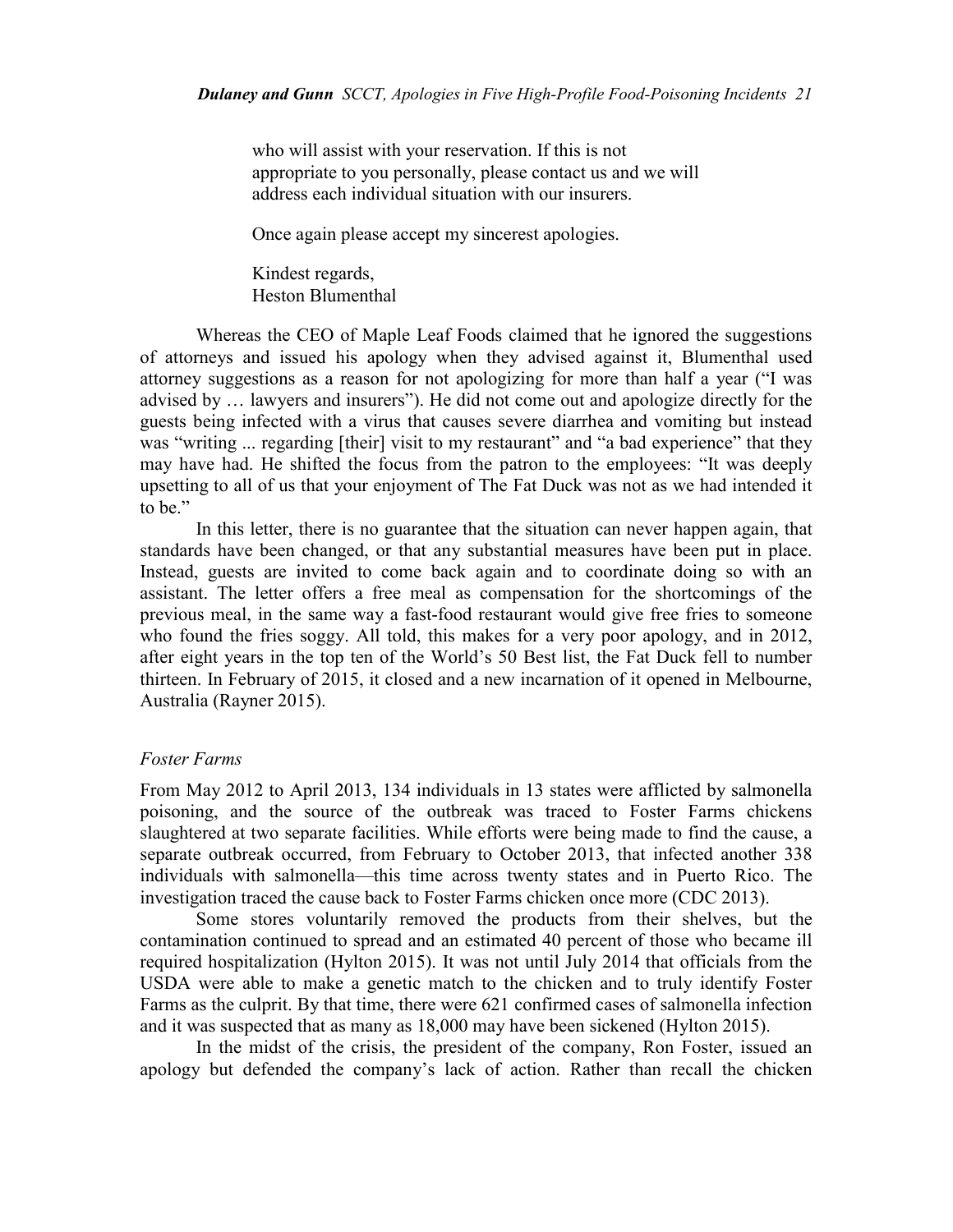> who will assist with your reservation. If this is not appropriate to you personally, please contact us and we will address each individual situation with our insurers.
>
> Once again please accept my sincerest apologies.
>
> Kindest regards,
> Heston Blumenthal

Whereas the CEO of Maple Leaf Foods claimed that he ignored the suggestions of attorneys and issued his apology when they advised against it, Blumenthal used attorney suggestions as a reason for not apologizing for more than half a year ("I was advised by … lawyers and insurers"). He did not come out and apologize directly for the guests being infected with a virus that causes severe diarrhea and vomiting but instead was "writing ... regarding [their] visit to my restaurant" and "a bad experience" that they may have had. He shifted the focus from the patron to the employees: "It was deeply upsetting to all of us that your enjoyment of The Fat Duck was not as we had intended it to be."

In this letter, there is no guarantee that the situation can never happen again, that standards have been changed, or that any substantial measures have been put in place. Instead, guests are invited to come back again and to coordinate doing so with an assistant. The letter offers a free meal as compensation for the shortcomings of the previous meal, in the same way a fast-food restaurant would give free fries to someone who found the fries soggy. All told, this makes for a very poor apology, and in 2012, after eight years in the top ten of the World's 50 Best list, the Fat Duck fell to number thirteen. In February of 2015, it closed and a new incarnation of it opened in Melbourne, Australia (Rayner 2015).

### *Foster Farms*

From May 2012 to April 2013, 134 individuals in 13 states were afflicted by salmonella poisoning, and the source of the outbreak was traced to Foster Farms chickens slaughtered at two separate facilities. While efforts were being made to find the cause, a separate outbreak occurred, from February to October 2013, that infected another 338 individuals with salmonella—this time across twenty states and in Puerto Rico. The investigation traced the cause back to Foster Farms chicken once more (CDC 2013).

Some stores voluntarily removed the products from their shelves, but the contamination continued to spread and an estimated 40 percent of those who became ill required hospitalization (Hylton 2015). It was not until July 2014 that officials from the USDA were able to make a genetic match to the chicken and to truly identify Foster Farms as the culprit. By that time, there were 621 confirmed cases of salmonella infection and it was suspected that as many as 18,000 may have been sickened (Hylton 2015).

In the midst of the crisis, the president of the company, Ron Foster, issued an apology but defended the company's lack of action. Rather than recall the chicken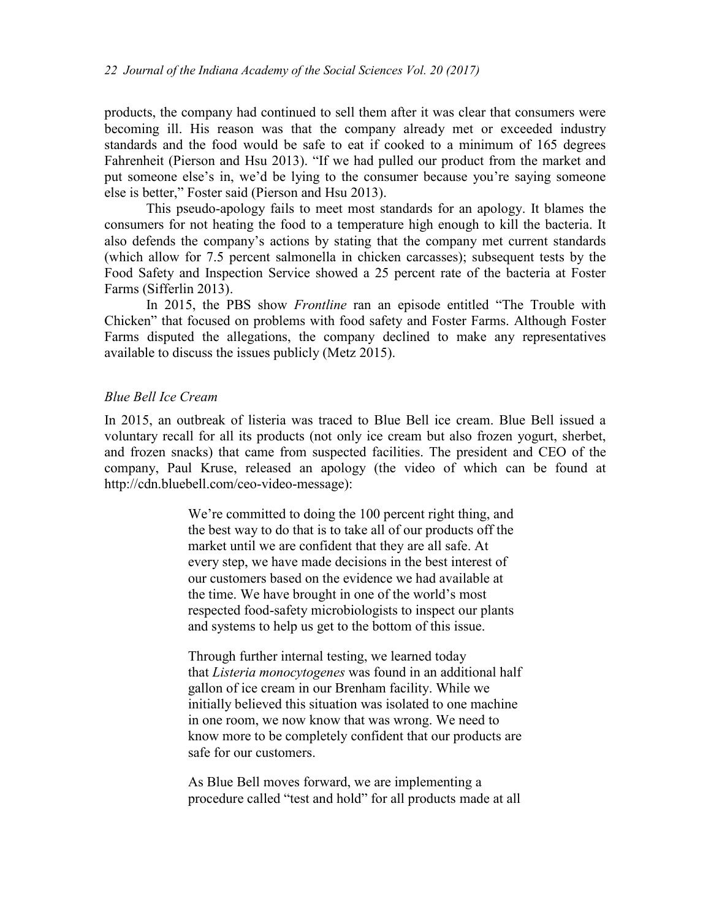products, the company had continued to sell them after it was clear that consumers were becoming ill. His reason was that the company already met or exceeded industry standards and the food would be safe to eat if cooked to a minimum of 165 degrees Fahrenheit (Pierson and Hsu 2013). "If we had pulled our product from the market and put someone else's in, we'd be lying to the consumer because you're saying someone else is better," Foster said (Pierson and Hsu 2013).

This pseudo-apology fails to meet most standards for an apology. It blames the consumers for not heating the food to a temperature high enough to kill the bacteria. It also defends the company's actions by stating that the company met current standards (which allow for 7.5 percent salmonella in chicken carcasses); subsequent tests by the Food Safety and Inspection Service showed a 25 percent rate of the bacteria at Foster Farms (Sifferlin 2013).

In 2015, the PBS show *Frontline* ran an episode entitled "The Trouble with Chicken" that focused on problems with food safety and Foster Farms. Although Foster Farms disputed the allegations, the company declined to make any representatives available to discuss the issues publicly (Metz 2015).

### *Blue Bell Ice Cream*

In 2015, an outbreak of listeria was traced to Blue Bell ice cream. Blue Bell issued a voluntary recall for all its products (not only ice cream but also frozen yogurt, sherbet, and frozen snacks) that came from suspected facilities. The president and CEO of the company, Paul Kruse, released an apology (the video of which can be found at http://cdn.bluebell.com/ceo-video-message):

> We're committed to doing the 100 percent right thing, and the best way to do that is to take all of our products off the market until we are confident that they are all safe. At every step, we have made decisions in the best interest of our customers based on the evidence we had available at the time. We have brought in one of the world's most respected food-safety microbiologists to inspect our plants and systems to help us get to the bottom of this issue.
>
> Through further internal testing, we learned today that *Listeria monocytogenes* was found in an additional half gallon of ice cream in our Brenham facility. While we initially believed this situation was isolated to one machine in one room, we now know that was wrong. We need to know more to be completely confident that our products are safe for our customers.
>
> As Blue Bell moves forward, we are implementing a procedure called "test and hold" for all products made at all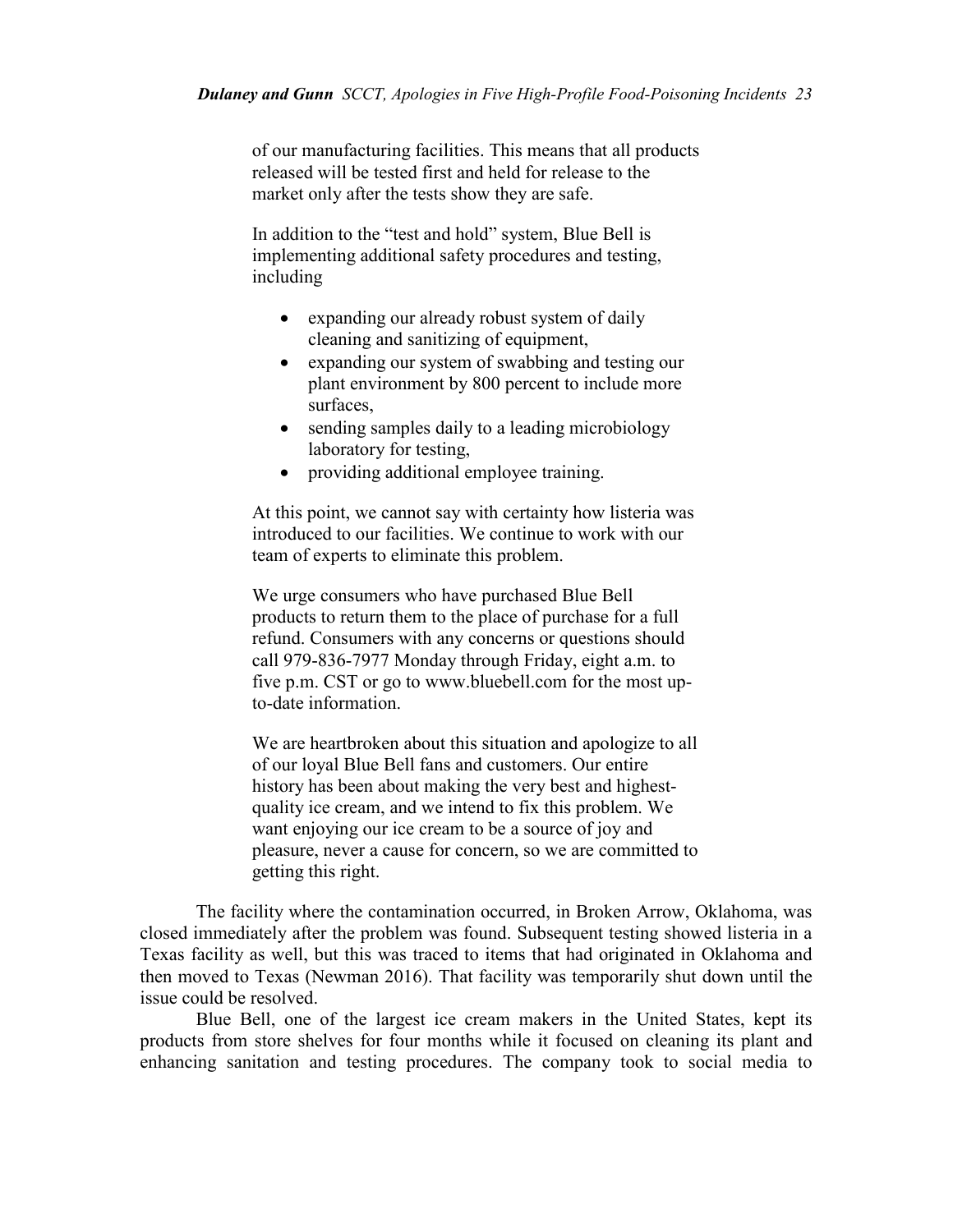> of our manufacturing facilities. This means that all products released will be tested first and held for release to the market only after the tests show they are safe.
>
> In addition to the "test and hold" system, Blue Bell is implementing additional safety procedures and testing, including
>
> - expanding our already robust system of daily cleaning and sanitizing of equipment,
> - expanding our system of swabbing and testing our plant environment by 800 percent to include more surfaces,
> - sending samples daily to a leading microbiology laboratory for testing,
> - providing additional employee training.
>
> At this point, we cannot say with certainty how listeria was introduced to our facilities. We continue to work with our team of experts to eliminate this problem.
>
> We urge consumers who have purchased Blue Bell products to return them to the place of purchase for a full refund. Consumers with any concerns or questions should call 979-836-7977 Monday through Friday, eight a.m. to five p.m. CST or go to www.bluebell.com for the most up-to-date information.
>
> We are heartbroken about this situation and apologize to all of our loyal Blue Bell fans and customers. Our entire history has been about making the very best and highest-quality ice cream, and we intend to fix this problem. We want enjoying our ice cream to be a source of joy and pleasure, never a cause for concern, so we are committed to getting this right.

The facility where the contamination occurred, in Broken Arrow, Oklahoma, was closed immediately after the problem was found. Subsequent testing showed listeria in a Texas facility as well, but this was traced to items that had originated in Oklahoma and then moved to Texas (Newman 2016). That facility was temporarily shut down until the issue could be resolved.

Blue Bell, one of the largest ice cream makers in the United States, kept its products from store shelves for four months while it focused on cleaning its plant and enhancing sanitation and testing procedures. The company took to social media to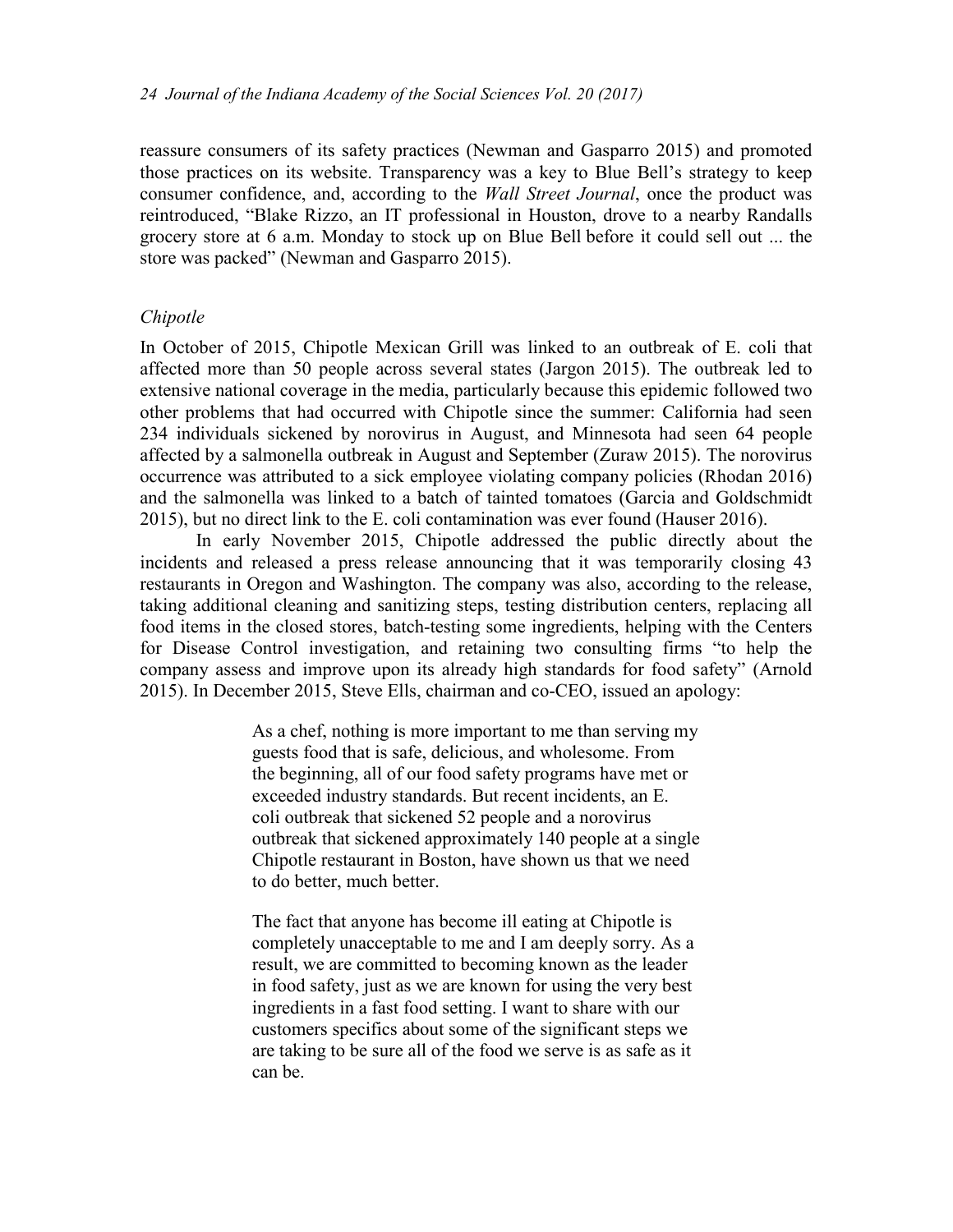reassure consumers of its safety practices (Newman and Gasparro 2015) and promoted those practices on its website. Transparency was a key to Blue Bell's strategy to keep consumer confidence, and, according to the *Wall Street Journal*, once the product was reintroduced, "Blake Rizzo, an IT professional in Houston, drove to a nearby Randalls grocery store at 6 a.m. Monday to stock up on Blue Bell before it could sell out ... the store was packed" (Newman and Gasparro 2015).

### *Chipotle*

In October of 2015, Chipotle Mexican Grill was linked to an outbreak of E. coli that affected more than 50 people across several states (Jargon 2015). The outbreak led to extensive national coverage in the media, particularly because this epidemic followed two other problems that had occurred with Chipotle since the summer: California had seen 234 individuals sickened by norovirus in August, and Minnesota had seen 64 people affected by a salmonella outbreak in August and September (Zuraw 2015). The norovirus occurrence was attributed to a sick employee violating company policies (Rhodan 2016) and the salmonella was linked to a batch of tainted tomatoes (Garcia and Goldschmidt 2015), but no direct link to the E. coli contamination was ever found (Hauser 2016).

In early November 2015, Chipotle addressed the public directly about the incidents and released a press release announcing that it was temporarily closing 43 restaurants in Oregon and Washington. The company was also, according to the release, taking additional cleaning and sanitizing steps, testing distribution centers, replacing all food items in the closed stores, batch-testing some ingredients, helping with the Centers for Disease Control investigation, and retaining two consulting firms "to help the company assess and improve upon its already high standards for food safety" (Arnold 2015). In December 2015, Steve Ells, chairman and co-CEO, issued an apology:

> As a chef, nothing is more important to me than serving my guests food that is safe, delicious, and wholesome. From the beginning, all of our food safety programs have met or exceeded industry standards. But recent incidents, an E. coli outbreak that sickened 52 people and a norovirus outbreak that sickened approximately 140 people at a single Chipotle restaurant in Boston, have shown us that we need to do better, much better.
>
> The fact that anyone has become ill eating at Chipotle is completely unacceptable to me and I am deeply sorry. As a result, we are committed to becoming known as the leader in food safety, just as we are known for using the very best ingredients in a fast food setting. I want to share with our customers specifics about some of the significant steps we are taking to be sure all of the food we serve is as safe as it can be.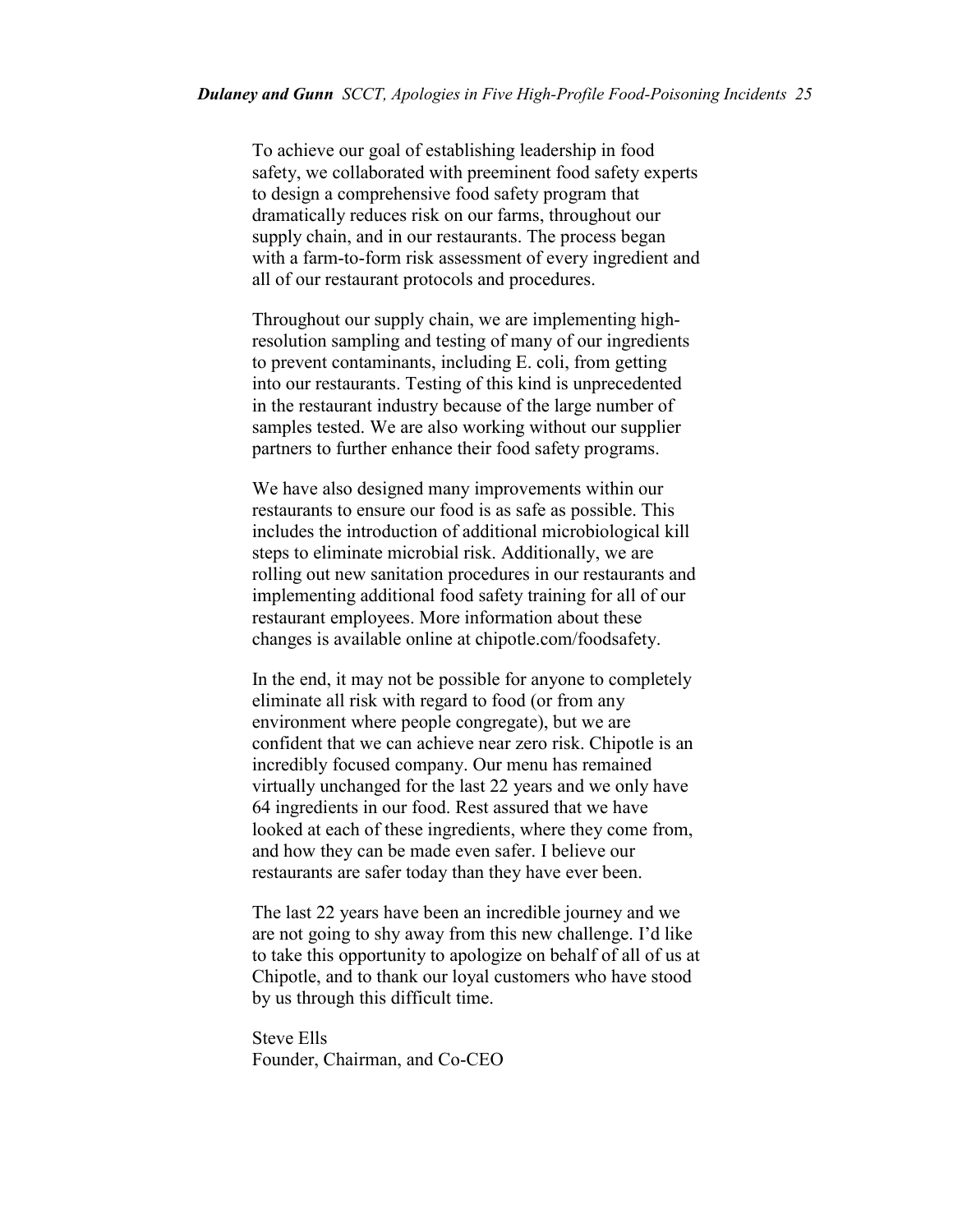To achieve our goal of establishing leadership in food safety, we collaborated with preeminent food safety experts to design a comprehensive food safety program that dramatically reduces risk on our farms, throughout our supply chain, and in our restaurants. The process began with a farm-to-form risk assessment of every ingredient and all of our restaurant protocols and procedures.

Throughout our supply chain, we are implementing high-resolution sampling and testing of many of our ingredients to prevent contaminants, including E. coli, from getting into our restaurants. Testing of this kind is unprecedented in the restaurant industry because of the large number of samples tested. We are also working without our supplier partners to further enhance their food safety programs.

We have also designed many improvements within our restaurants to ensure our food is as safe as possible. This includes the introduction of additional microbiological kill steps to eliminate microbial risk. Additionally, we are rolling out new sanitation procedures in our restaurants and implementing additional food safety training for all of our restaurant employees. More information about these changes is available online at chipotle.com/foodsafety.

In the end, it may not be possible for anyone to completely eliminate all risk with regard to food (or from any environment where people congregate), but we are confident that we can achieve near zero risk. Chipotle is an incredibly focused company. Our menu has remained virtually unchanged for the last 22 years and we only have 64 ingredients in our food. Rest assured that we have looked at each of these ingredients, where they come from, and how they can be made even safer. I believe our restaurants are safer today than they have ever been.

The last 22 years have been an incredible journey and we are not going to shy away from this new challenge. I'd like to take this opportunity to apologize on behalf of all of us at Chipotle, and to thank our loyal customers who have stood by us through this difficult time.

Steve Ells
Founder, Chairman, and Co-CEO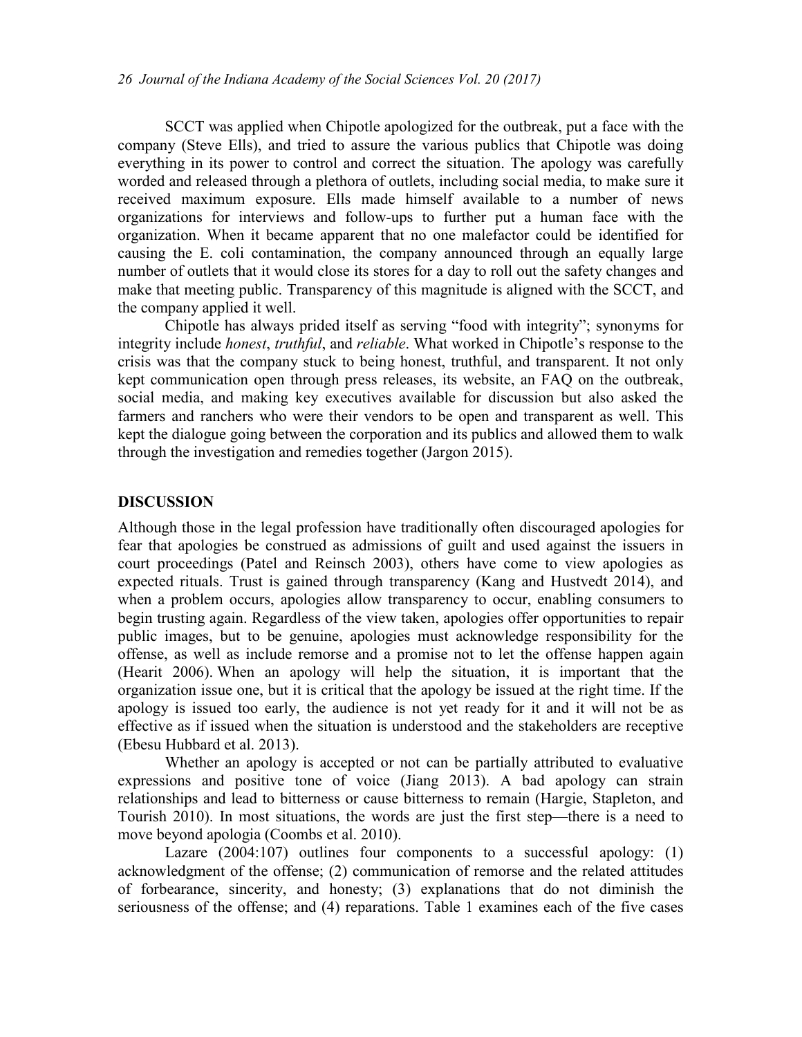SCCT was applied when Chipotle apologized for the outbreak, put a face with the company (Steve Ells), and tried to assure the various publics that Chipotle was doing everything in its power to control and correct the situation. The apology was carefully worded and released through a plethora of outlets, including social media, to make sure it received maximum exposure. Ells made himself available to a number of news organizations for interviews and follow-ups to further put a human face with the organization. When it became apparent that no one malefactor could be identified for causing the E. coli contamination, the company announced through an equally large number of outlets that it would close its stores for a day to roll out the safety changes and make that meeting public. Transparency of this magnitude is aligned with the SCCT, and the company applied it well.

Chipotle has always prided itself as serving "food with integrity"; synonyms for integrity include *honest*, *truthful*, and *reliable*. What worked in Chipotle's response to the crisis was that the company stuck to being honest, truthful, and transparent. It not only kept communication open through press releases, its website, an FAQ on the outbreak, social media, and making key executives available for discussion but also asked the farmers and ranchers who were their vendors to be open and transparent as well. This kept the dialogue going between the corporation and its publics and allowed them to walk through the investigation and remedies together (Jargon 2015).

## DISCUSSION

Although those in the legal profession have traditionally often discouraged apologies for fear that apologies be construed as admissions of guilt and used against the issuers in court proceedings (Patel and Reinsch 2003), others have come to view apologies as expected rituals. Trust is gained through transparency (Kang and Hustvedt 2014), and when a problem occurs, apologies allow transparency to occur, enabling consumers to begin trusting again. Regardless of the view taken, apologies offer opportunities to repair public images, but to be genuine, apologies must acknowledge responsibility for the offense, as well as include remorse and a promise not to let the offense happen again (Hearit 2006). When an apology will help the situation, it is important that the organization issue one, but it is critical that the apology be issued at the right time. If the apology is issued too early, the audience is not yet ready for it and it will not be as effective as if issued when the situation is understood and the stakeholders are receptive (Ebesu Hubbard et al. 2013).

Whether an apology is accepted or not can be partially attributed to evaluative expressions and positive tone of voice (Jiang 2013). A bad apology can strain relationships and lead to bitterness or cause bitterness to remain (Hargie, Stapleton, and Tourish 2010). In most situations, the words are just the first step—there is a need to move beyond apologia (Coombs et al. 2010).

Lazare (2004:107) outlines four components to a successful apology: (1) acknowledgment of the offense; (2) communication of remorse and the related attitudes of forbearance, sincerity, and honesty; (3) explanations that do not diminish the seriousness of the offense; and (4) reparations. Table 1 examines each of the five cases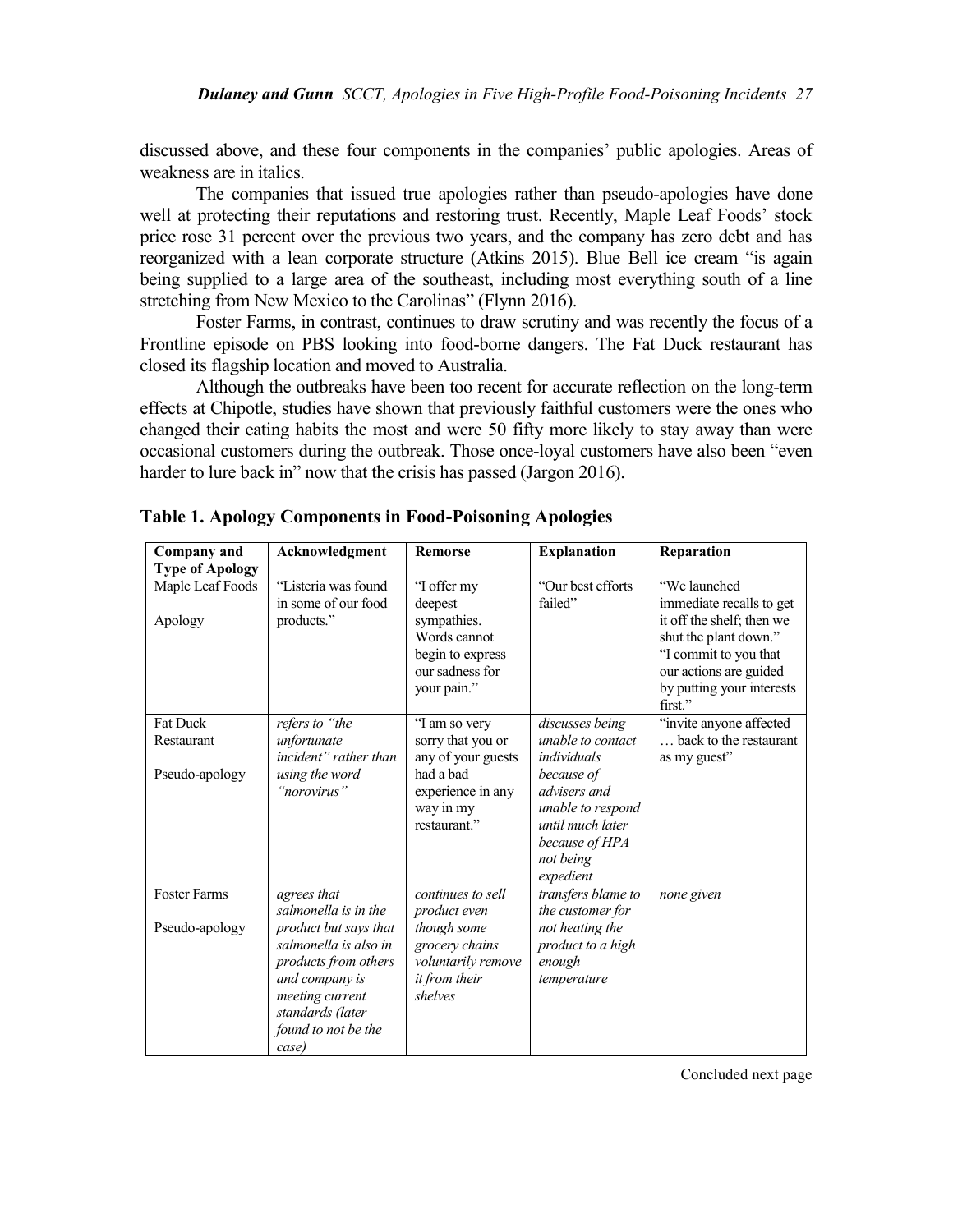discussed above, and these four components in the companies' public apologies. Areas of weakness are in italics.

The companies that issued true apologies rather than pseudo-apologies have done well at protecting their reputations and restoring trust. Recently, Maple Leaf Foods' stock price rose 31 percent over the previous two years, and the company has zero debt and has reorganized with a lean corporate structure (Atkins 2015). Blue Bell ice cream "is again being supplied to a large area of the southeast, including most everything south of a line stretching from New Mexico to the Carolinas" (Flynn 2016).

Foster Farms, in contrast, continues to draw scrutiny and was recently the focus of a Frontline episode on PBS looking into food-borne dangers. The Fat Duck restaurant has closed its flagship location and moved to Australia.

Although the outbreaks have been too recent for accurate reflection on the long-term effects at Chipotle, studies have shown that previously faithful customers were the ones who changed their eating habits the most and were 50 fifty more likely to stay away than were occasional customers during the outbreak. Those once-loyal customers have also been "even harder to lure back in" now that the crisis has passed (Jargon 2016).

**Table 1. Apology Components in Food-Poisoning Apologies**

| Company and Type of Apology | Acknowledgment | Remorse | Explanation | Reparation |
|---|---|---|---|---|
| Maple Leaf Foods<br><br>Apology | "Listeria was found in some of our food products." | "I offer my deepest sympathies. Words cannot begin to express our sadness for your pain." | "Our best efforts failed" | "We launched immediate recalls to get it off the shelf; then we shut the plant down." "I commit to you that our actions are guided by putting your interests first." |
| Fat Duck Restaurant<br><br>Pseudo-apology | *refers to "the unfortunate incident" rather than using the word "norovirus"* | "I am so very sorry that you or any of your guests had a bad experience in any way in my restaurant." | *discusses being unable to contact individuals because of advisers and unable to respond until much later because of HPA not being expedient* | "invite anyone affected … back to the restaurant as my guest" |
| Foster Farms<br><br>Pseudo-apology | *agrees that salmonella is in the product but says that salmonella is also in products from others and company is meeting current standards (later found to not be the case)* | *continues to sell product even though some grocery chains voluntarily remove it from their shelves* | *transfers blame to the customer for not heating the product to a high enough temperature* | *none given* |

Concluded next page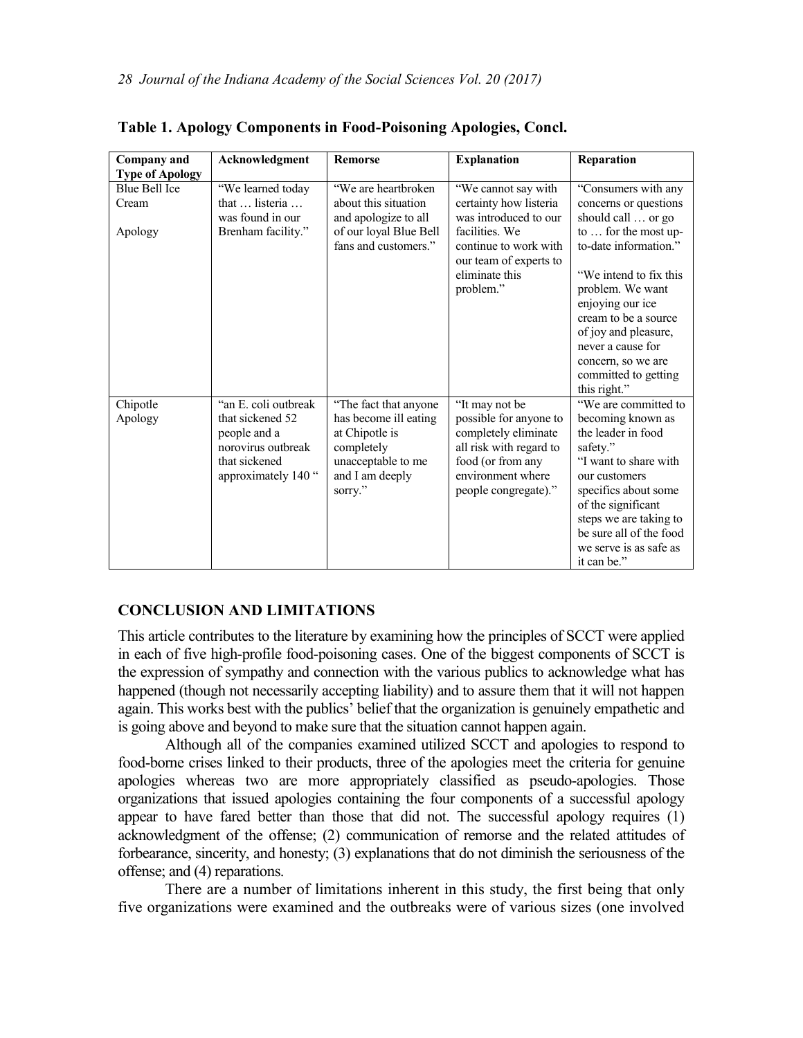**Table 1. Apology Components in Food-Poisoning Apologies, Concl.**

| Company and Type of Apology | Acknowledgment | Remorse | Explanation | Reparation |
|---|---|---|---|---|
| Blue Bell Ice Cream<br><br>Apology | "We learned today that … listeria … was found in our Brenham facility." | "We are heartbroken about this situation and apologize to all of our loyal Blue Bell fans and customers." | "We cannot say with certainty how listeria was introduced to our facilities. We continue to work with our team of experts to eliminate this problem." | "Consumers with any concerns or questions should call … or go to … for the most up-to-date information."<br><br>"We intend to fix this problem. We want enjoying our ice cream to be a source of joy and pleasure, never a cause for concern, so we are committed to getting this right." |
| Chipotle Apology | "an E. coli outbreak that sickened 52 people and a norovirus outbreak that sickened approximately 140 " | "The fact that anyone has become ill eating at Chipotle is completely unacceptable to me and I am deeply sorry." | "It may not be possible for anyone to completely eliminate all risk with regard to food (or from any environment where people congregate)." | "We are committed to becoming known as the leader in food safety."<br>"I want to share with our customers specifics about some of the significant steps we are taking to be sure all of the food we serve is as safe as it can be." |

## CONCLUSION AND LIMITATIONS

This article contributes to the literature by examining how the principles of SCCT were applied in each of five high-profile food-poisoning cases. One of the biggest components of SCCT is the expression of sympathy and connection with the various publics to acknowledge what has happened (though not necessarily accepting liability) and to assure them that it will not happen again. This works best with the publics' belief that the organization is genuinely empathetic and is going above and beyond to make sure that the situation cannot happen again.

Although all of the companies examined utilized SCCT and apologies to respond to food-borne crises linked to their products, three of the apologies meet the criteria for genuine apologies whereas two are more appropriately classified as pseudo-apologies. Those organizations that issued apologies containing the four components of a successful apology appear to have fared better than those that did not. The successful apology requires (1) acknowledgment of the offense; (2) communication of remorse and the related attitudes of forbearance, sincerity, and honesty; (3) explanations that do not diminish the seriousness of the offense; and (4) reparations.

There are a number of limitations inherent in this study, the first being that only five organizations were examined and the outbreaks were of various sizes (one involved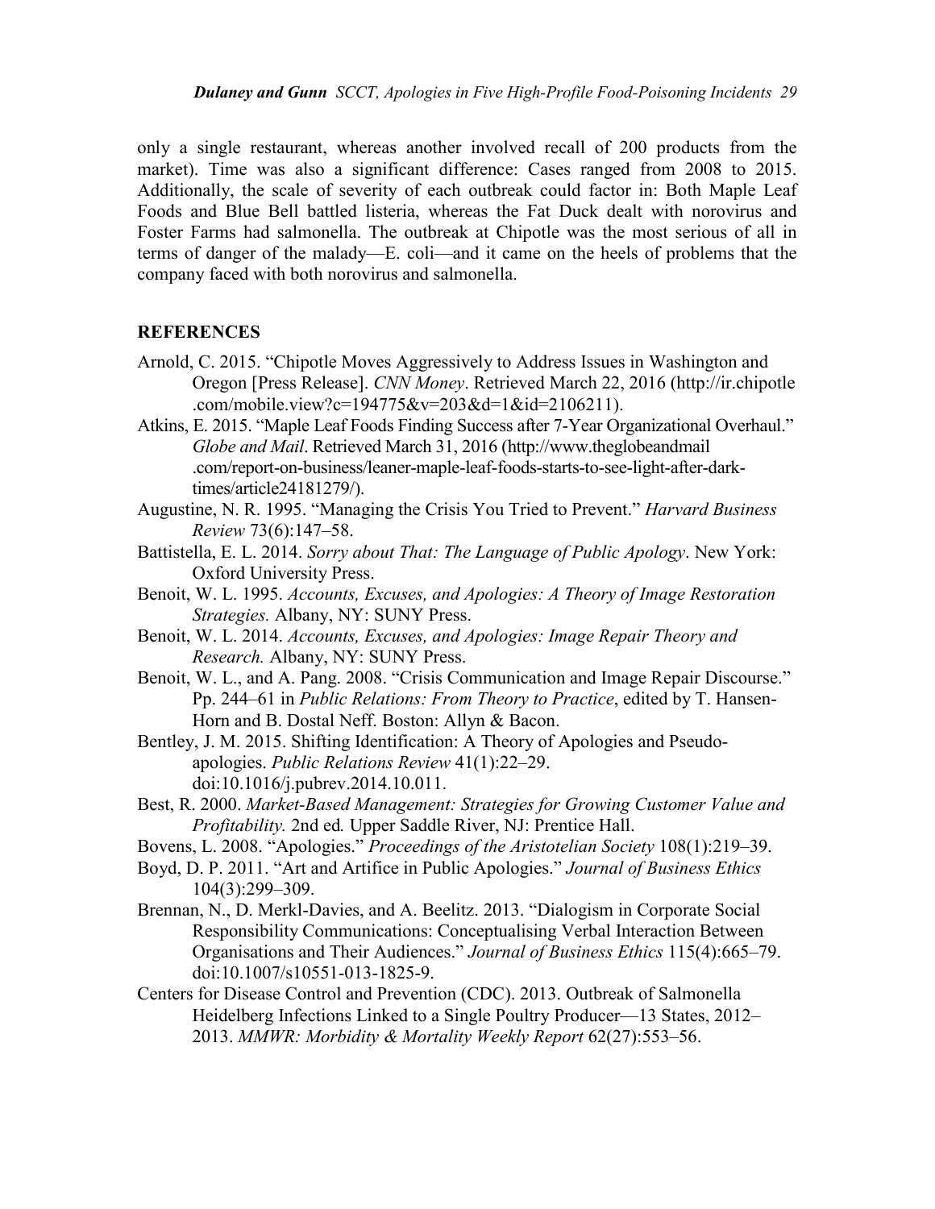only a single restaurant, whereas another involved recall of 200 products from the market). Time was also a significant difference: Cases ranged from 2008 to 2015. Additionally, the scale of severity of each outbreak could factor in: Both Maple Leaf Foods and Blue Bell battled listeria, whereas the Fat Duck dealt with norovirus and Foster Farms had salmonella. The outbreak at Chipotle was the most serious of all in terms of danger of the malady—E. coli—and it came on the heels of problems that the company faced with both norovirus and salmonella.

## REFERENCES

Arnold, C. 2015. "Chipotle Moves Aggressively to Address Issues in Washington and Oregon [Press Release]. *CNN Money*. Retrieved March 22, 2016 (http://ir.chipotle.com/mobile.view?c=194775&v=203&d=1&id=2106211).

Atkins, E. 2015. "Maple Leaf Foods Finding Success after 7-Year Organizational Overhaul." *Globe and Mail*. Retrieved March 31, 2016 (http://www.theglobeandmail.com/report-on-business/leaner-maple-leaf-foods-starts-to-see-light-after-dark-times/article24181279/).

Augustine, N. R. 1995. "Managing the Crisis You Tried to Prevent." *Harvard Business Review* 73(6):147–58.

Battistella, E. L. 2014. *Sorry about That: The Language of Public Apology*. New York: Oxford University Press.

Benoit, W. L. 1995. *Accounts, Excuses, and Apologies: A Theory of Image Restoration Strategies.* Albany, NY: SUNY Press.

Benoit, W. L. 2014. *Accounts, Excuses, and Apologies: Image Repair Theory and Research.* Albany, NY: SUNY Press.

Benoit, W. L., and A. Pang. 2008. "Crisis Communication and Image Repair Discourse." Pp. 244–61 in *Public Relations: From Theory to Practice*, edited by T. Hansen-Horn and B. Dostal Neff. Boston: Allyn & Bacon.

Bentley, J. M. 2015. Shifting Identification: A Theory of Apologies and Pseudo-apologies. *Public Relations Review* 41(1):22–29. doi:10.1016/j.pubrev.2014.10.011.

Best, R. 2000. *Market-Based Management: Strategies for Growing Customer Value and Profitability.* 2nd ed*.* Upper Saddle River, NJ: Prentice Hall.

Bovens, L. 2008. "Apologies." *Proceedings of the Aristotelian Society* 108(1):219–39.

Boyd, D. P. 2011. "Art and Artifice in Public Apologies." *Journal of Business Ethics* 104(3):299–309.

Brennan, N., D. Merkl-Davies, and A. Beelitz. 2013. "Dialogism in Corporate Social Responsibility Communications: Conceptualising Verbal Interaction Between Organisations and Their Audiences." *Journal of Business Ethics* 115(4):665–79. doi:10.1007/s10551-013-1825-9.

Centers for Disease Control and Prevention (CDC). 2013. Outbreak of Salmonella Heidelberg Infections Linked to a Single Poultry Producer—13 States, 2012–2013. *MMWR: Morbidity & Mortality Weekly Report* 62(27):553–56.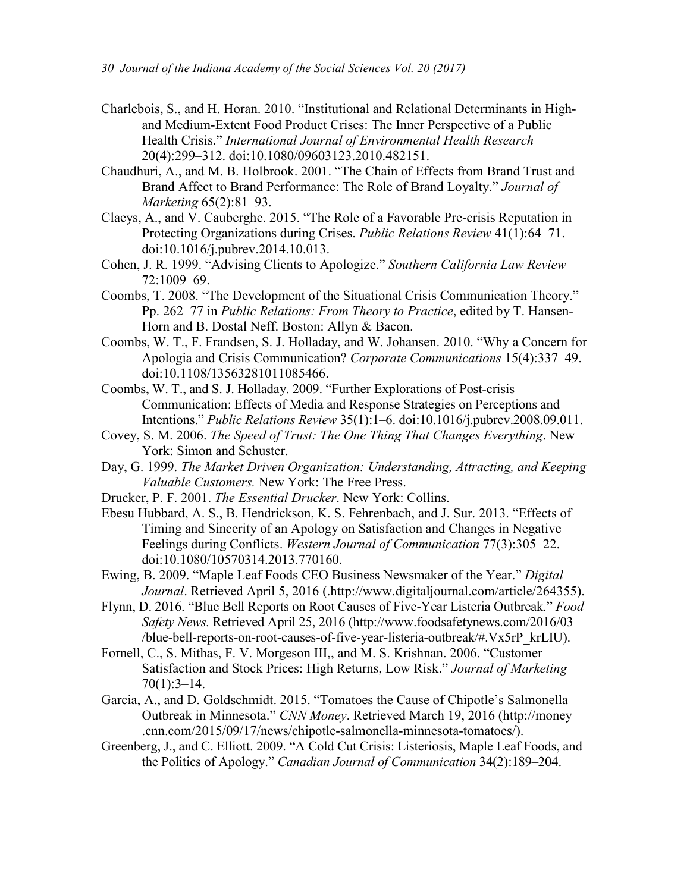Charlebois, S., and H. Horan. 2010. “Institutional and Relational Determinants in High- and Medium-Extent Food Product Crises: The Inner Perspective of a Public Health Crisis.” *International Journal of Environmental Health Research* 20(4):299–312. doi:10.1080/09603123.2010.482151.

Chaudhuri, A., and M. B. Holbrook. 2001. “The Chain of Effects from Brand Trust and Brand Affect to Brand Performance: The Role of Brand Loyalty.” *Journal of Marketing* 65(2):81–93.

Claeys, A., and V. Cauberghe. 2015. “The Role of a Favorable Pre-crisis Reputation in Protecting Organizations during Crises. *Public Relations Review* 41(1):64–71. doi:10.1016/j.pubrev.2014.10.013.

Cohen, J. R. 1999. “Advising Clients to Apologize.” *Southern California Law Review* 72:1009–69.

Coombs, T. 2008. “The Development of the Situational Crisis Communication Theory.” Pp. 262–77 in *Public Relations: From Theory to Practice*, edited by T. Hansen-Horn and B. Dostal Neff. Boston: Allyn & Bacon.

Coombs, W. T., F. Frandsen, S. J. Holladay, and W. Johansen. 2010. “Why a Concern for Apologia and Crisis Communication? *Corporate Communications* 15(4):337–49. doi:10.1108/13563281011085466.

Coombs, W. T., and S. J. Holladay. 2009. “Further Explorations of Post-crisis Communication: Effects of Media and Response Strategies on Perceptions and Intentions.” *Public Relations Review* 35(1):1–6. doi:10.1016/j.pubrev.2008.09.011.

Covey, S. M. 2006. *The Speed of Trust: The One Thing That Changes Everything*. New York: Simon and Schuster.

Day, G. 1999. *The Market Driven Organization: Understanding, Attracting, and Keeping Valuable Customers.* New York: The Free Press.

Drucker, P. F. 2001. *The Essential Drucker*. New York: Collins.

Ebesu Hubbard, A. S., B. Hendrickson, K. S. Fehrenbach, and J. Sur. 2013. “Effects of Timing and Sincerity of an Apology on Satisfaction and Changes in Negative Feelings during Conflicts. *Western Journal of Communication* 77(3):305–22. doi:10.1080/10570314.2013.770160.

Ewing, B. 2009. “Maple Leaf Foods CEO Business Newsmaker of the Year.” *Digital Journal*. Retrieved April 5, 2016 (.http://www.digitaljournal.com/article/264355).

Flynn, D. 2016. “Blue Bell Reports on Root Causes of Five-Year Listeria Outbreak.” *Food Safety News.* Retrieved April 25, 2016 (http://www.foodsafetynews.com/2016/03/blue-bell-reports-on-root-causes-of-five-year-listeria-outbreak/#.Vx5rP_krLIU).

Fornell, C., S. Mithas, F. V. Morgeson III,, and M. S. Krishnan. 2006. “Customer Satisfaction and Stock Prices: High Returns, Low Risk.” *Journal of Marketing* 70(1):3–14.

Garcia, A., and D. Goldschmidt. 2015. “Tomatoes the Cause of Chipotle’s Salmonella Outbreak in Minnesota.” *CNN Money*. Retrieved March 19, 2016 (http://money.cnn.com/2015/09/17/news/chipotle-salmonella-minnesota-tomatoes/).

Greenberg, J., and C. Elliott. 2009. “A Cold Cut Crisis: Listeriosis, Maple Leaf Foods, and the Politics of Apology.” *Canadian Journal of Communication* 34(2):189–204.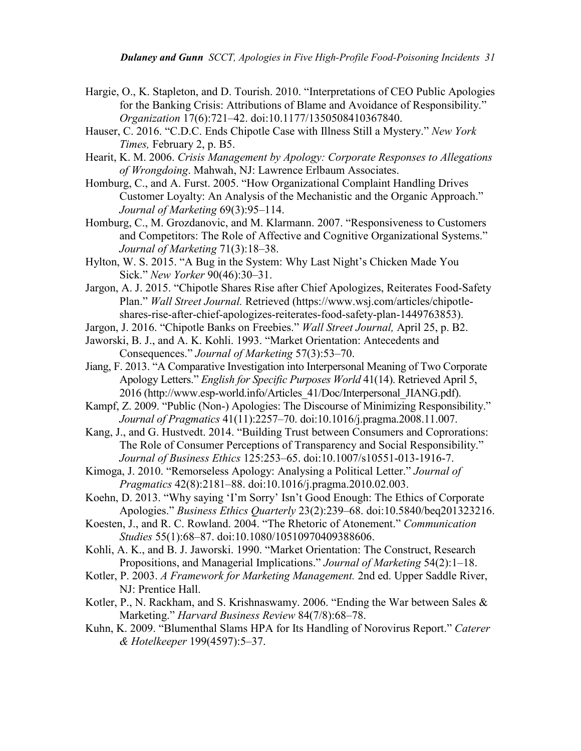Hargie, O., K. Stapleton, and D. Tourish. 2010. "Interpretations of CEO Public Apologies for the Banking Crisis: Attributions of Blame and Avoidance of Responsibility." *Organization* 17(6):721–42. doi:10.1177/1350508410367840.

Hauser, C. 2016. "C.D.C. Ends Chipotle Case with Illness Still a Mystery." *New York Times,* February 2, p. B5.

Hearit, K. M. 2006. *Crisis Management by Apology: Corporate Responses to Allegations of Wrongdoing*. Mahwah, NJ: Lawrence Erlbaum Associates.

Homburg, C., and A. Furst. 2005. "How Organizational Complaint Handling Drives Customer Loyalty: An Analysis of the Mechanistic and the Organic Approach." *Journal of Marketing* 69(3):95–114.

Homburg, C., M. Grozdanovic, and M. Klarmann. 2007. "Responsiveness to Customers and Competitors: The Role of Affective and Cognitive Organizational Systems." *Journal of Marketing* 71(3):18–38.

Hylton, W. S. 2015. "A Bug in the System: Why Last Night's Chicken Made You Sick." *New Yorker* 90(46):30–31.

Jargon, A. J. 2015. "Chipotle Shares Rise after Chief Apologizes, Reiterates Food-Safety Plan." *Wall Street Journal.* Retrieved (https://www.wsj.com/articles/chipotle-shares-rise-after-chief-apologizes-reiterates-food-safety-plan-1449763853).

Jargon, J. 2016. "Chipotle Banks on Freebies." *Wall Street Journal,* April 25, p. B2.

Jaworski, B. J., and A. K. Kohli. 1993. "Market Orientation: Antecedents and Consequences." *Journal of Marketing* 57(3):53–70.

Jiang, F. 2013. "A Comparative Investigation into Interpersonal Meaning of Two Corporate Apology Letters." *English for Specific Purposes World* 41(14). Retrieved April 5, 2016 (http://www.esp-world.info/Articles_41/Doc/Interpersonal_JIANG.pdf).

Kampf, Z. 2009. "Public (Non-) Apologies: The Discourse of Minimizing Responsibility." *Journal of Pragmatics* 41(11):2257–70. doi:10.1016/j.pragma.2008.11.007.

Kang, J., and G. Hustvedt. 2014. "Building Trust between Consumers and Coprorations: The Role of Consumer Perceptions of Transparency and Social Responsibility." *Journal of Business Ethics* 125:253–65. doi:10.1007/s10551-013-1916-7.

Kimoga, J. 2010. "Remorseless Apology: Analysing a Political Letter." *Journal of Pragmatics* 42(8):2181–88. doi:10.1016/j.pragma.2010.02.003.

Koehn, D. 2013. "Why saying 'I'm Sorry' Isn't Good Enough: The Ethics of Corporate Apologies." *Business Ethics Quarterly* 23(2):239–68. doi:10.5840/beq201323216.

Koesten, J., and R. C. Rowland. 2004. "The Rhetoric of Atonement." *Communication Studies* 55(1):68–87. doi:10.1080/10510970409388606.

Kohli, A. K., and B. J. Jaworski. 1990. "Market Orientation: The Construct, Research Propositions, and Managerial Implications." *Journal of Marketing* 54(2):1–18.

Kotler, P. 2003. *A Framework for Marketing Management.* 2nd ed. Upper Saddle River, NJ: Prentice Hall.

Kotler, P., N. Rackham, and S. Krishnaswamy. 2006. "Ending the War between Sales & Marketing." *Harvard Business Review* 84(7/8):68–78.

Kuhn, K. 2009. "Blumenthal Slams HPA for Its Handling of Norovirus Report." *Caterer & Hotelkeeper* 199(4597):5–37.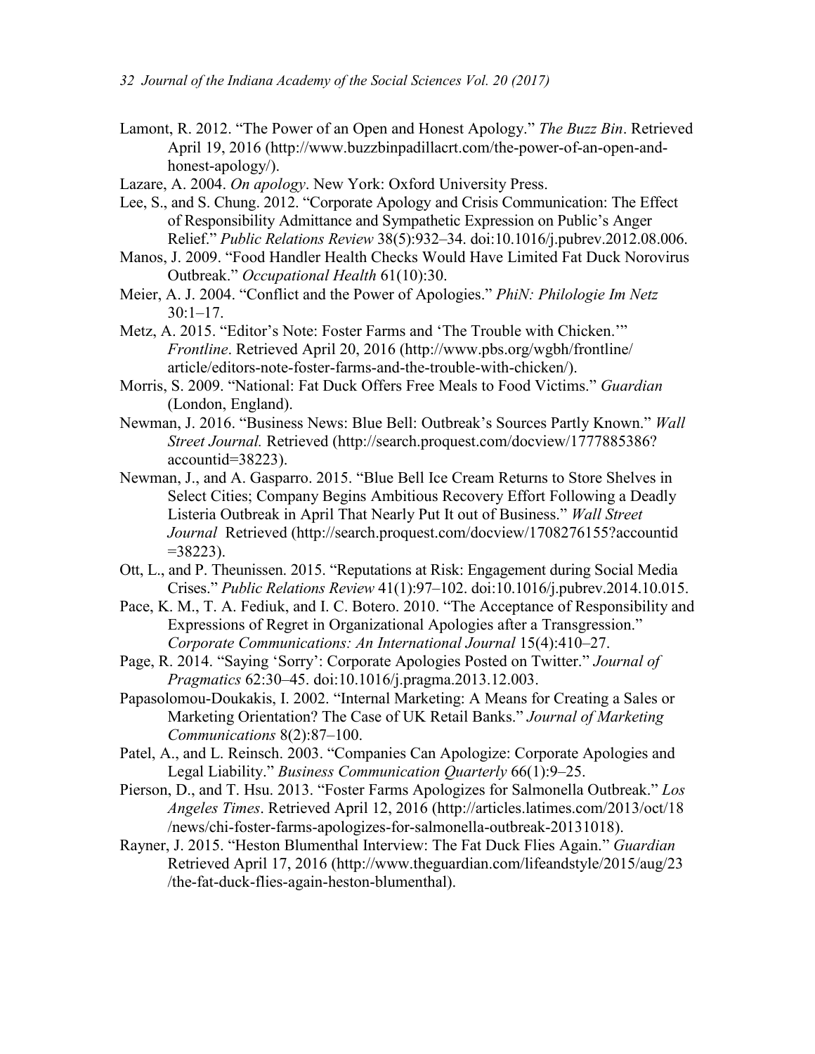Lamont, R. 2012. "The Power of an Open and Honest Apology." *The Buzz Bin*. Retrieved April 19, 2016 (http://www.buzzbinpadillacrt.com/the-power-of-an-open-and-honest-apology/).

Lazare, A. 2004. *On apology*. New York: Oxford University Press.

Lee, S., and S. Chung. 2012. "Corporate Apology and Crisis Communication: The Effect of Responsibility Admittance and Sympathetic Expression on Public's Anger Relief." *Public Relations Review* 38(5):932–34. doi:10.1016/j.pubrev.2012.08.006.

Manos, J. 2009. "Food Handler Health Checks Would Have Limited Fat Duck Norovirus Outbreak." *Occupational Health* 61(10):30.

Meier, A. J. 2004. "Conflict and the Power of Apologies." *PhiN: Philologie Im Netz* 30:1–17.

Metz, A. 2015. "Editor's Note: Foster Farms and 'The Trouble with Chicken.'" *Frontline*. Retrieved April 20, 2016 (http://www.pbs.org/wgbh/frontline/article/editors-note-foster-farms-and-the-trouble-with-chicken/).

Morris, S. 2009. "National: Fat Duck Offers Free Meals to Food Victims." *Guardian* (London, England).

Newman, J. 2016. "Business News: Blue Bell: Outbreak's Sources Partly Known." *Wall Street Journal.* Retrieved (http://search.proquest.com/docview/1777885386?accountid=38223).

Newman, J., and A. Gasparro. 2015. "Blue Bell Ice Cream Returns to Store Shelves in Select Cities; Company Begins Ambitious Recovery Effort Following a Deadly Listeria Outbreak in April That Nearly Put It out of Business." *Wall Street Journal* Retrieved (http://search.proquest.com/docview/1708276155?accountid=38223).

Ott, L., and P. Theunissen. 2015. "Reputations at Risk: Engagement during Social Media Crises." *Public Relations Review* 41(1):97–102. doi:10.1016/j.pubrev.2014.10.015.

Pace, K. M., T. A. Fediuk, and I. C. Botero. 2010. "The Acceptance of Responsibility and Expressions of Regret in Organizational Apologies after a Transgression." *Corporate Communications: An International Journal* 15(4):410–27.

Page, R. 2014. "Saying 'Sorry': Corporate Apologies Posted on Twitter." *Journal of Pragmatics* 62:30–45. doi:10.1016/j.pragma.2013.12.003.

Papasolomou-Doukakis, I. 2002. "Internal Marketing: A Means for Creating a Sales or Marketing Orientation? The Case of UK Retail Banks." *Journal of Marketing Communications* 8(2):87–100.

Patel, A., and L. Reinsch. 2003. "Companies Can Apologize: Corporate Apologies and Legal Liability." *Business Communication Quarterly* 66(1):9–25.

Pierson, D., and T. Hsu. 2013. "Foster Farms Apologizes for Salmonella Outbreak." *Los Angeles Times*. Retrieved April 12, 2016 (http://articles.latimes.com/2013/oct/18/news/chi-foster-farms-apologizes-for-salmonella-outbreak-20131018).

Rayner, J. 2015. "Heston Blumenthal Interview: The Fat Duck Flies Again." *Guardian* Retrieved April 17, 2016 (http://www.theguardian.com/lifeandstyle/2015/aug/23/the-fat-duck-flies-again-heston-blumenthal).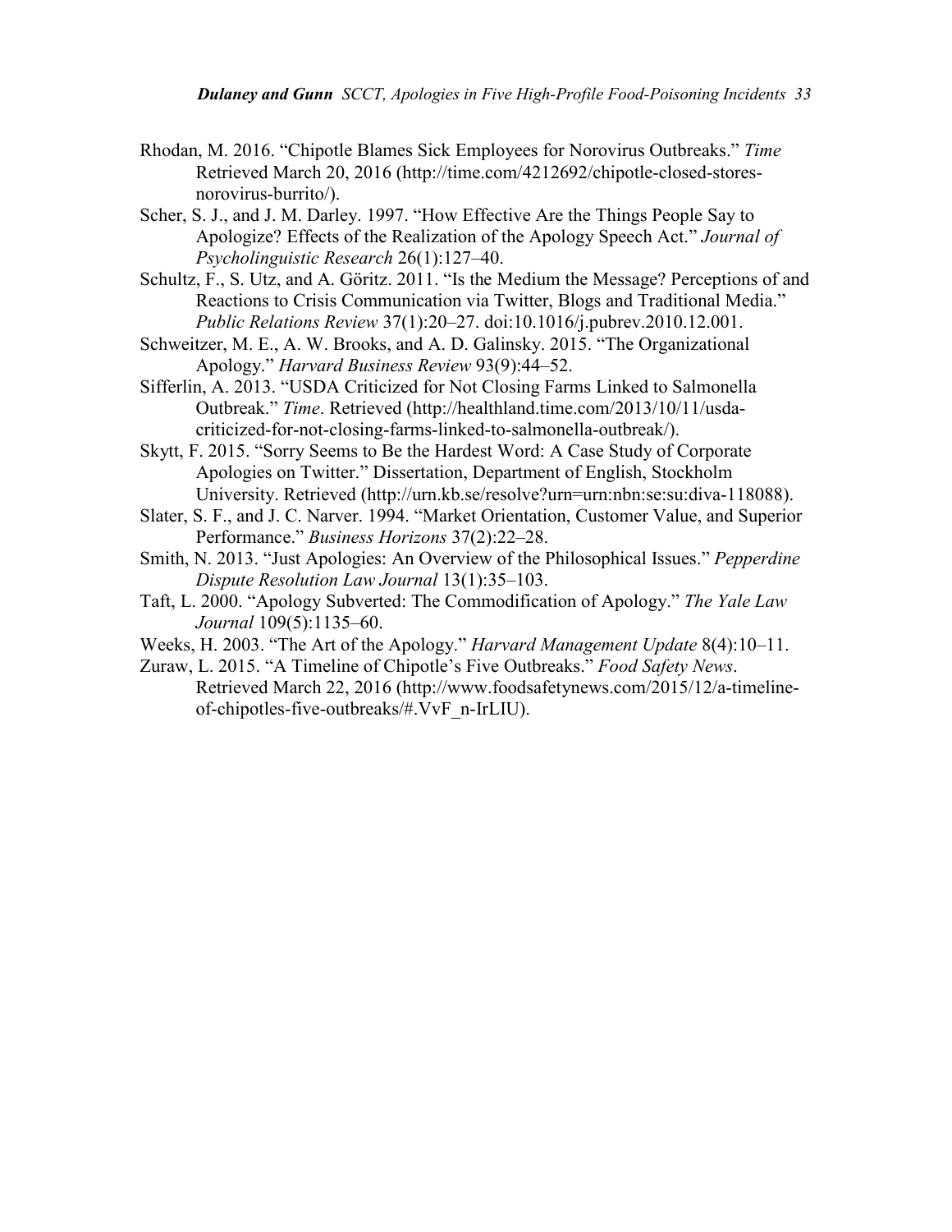Rhodan, M. 2016. "Chipotle Blames Sick Employees for Norovirus Outbreaks." *Time* Retrieved March 20, 2016 (http://time.com/4212692/chipotle-closed-stores-norovirus-burrito/).

Scher, S. J., and J. M. Darley. 1997. "How Effective Are the Things People Say to Apologize? Effects of the Realization of the Apology Speech Act." *Journal of Psycholinguistic Research* 26(1):127–40.

Schultz, F., S. Utz, and A. Göritz. 2011. "Is the Medium the Message? Perceptions of and Reactions to Crisis Communication via Twitter, Blogs and Traditional Media." *Public Relations Review* 37(1):20–27. doi:10.1016/j.pubrev.2010.12.001.

Schweitzer, M. E., A. W. Brooks, and A. D. Galinsky. 2015. "The Organizational Apology." *Harvard Business Review* 93(9):44–52.

Sifferlin, A. 2013. "USDA Criticized for Not Closing Farms Linked to Salmonella Outbreak." *Time*. Retrieved (http://healthland.time.com/2013/10/11/usda-criticized-for-not-closing-farms-linked-to-salmonella-outbreak/).

Skytt, F. 2015. "Sorry Seems to Be the Hardest Word: A Case Study of Corporate Apologies on Twitter." Dissertation, Department of English, Stockholm University. Retrieved (http://urn.kb.se/resolve?urn=urn:nbn:se:su:diva-118088).

Slater, S. F., and J. C. Narver. 1994. "Market Orientation, Customer Value, and Superior Performance." *Business Horizons* 37(2):22–28.

Smith, N. 2013. "Just Apologies: An Overview of the Philosophical Issues." *Pepperdine Dispute Resolution Law Journal* 13(1):35–103.

Taft, L. 2000. "Apology Subverted: The Commodification of Apology." *The Yale Law Journal* 109(5):1135–60.

Weeks, H. 2003. "The Art of the Apology." *Harvard Management Update* 8(4):10–11.

Zuraw, L. 2015. "A Timeline of Chipotle's Five Outbreaks." *Food Safety News*. Retrieved March 22, 2016 (http://www.foodsafetynews.com/2015/12/a-timeline-of-chipotles-five-outbreaks/#.VvF_n-IrLIU).